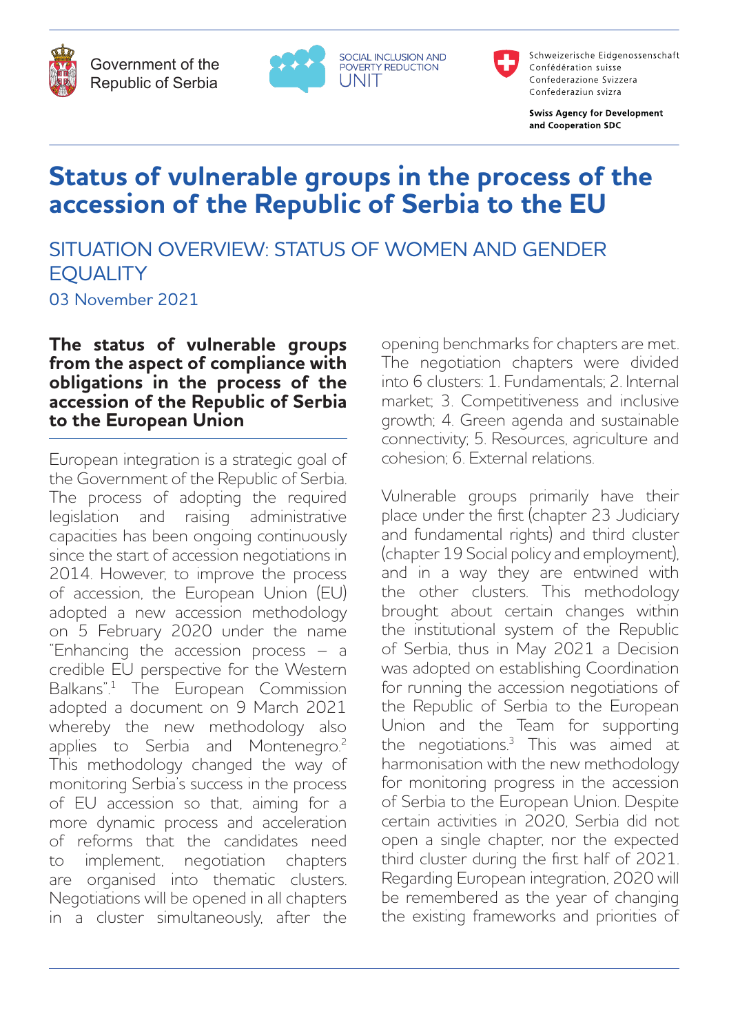Government of the Republic of Serbia

SOCIAL INCLUSION AND POVERTY REDUCTION UNIT

Schweizerische Eidgenossenschaft
Confédération suisse
Confederazione Svizzera
Confederaziun svizra

**Swiss Agency for Development and Cooperation SDC**

# Status of vulnerable groups in the process of the accession of the Republic of Serbia to the EU

## SITUATION OVERVIEW: STATUS OF WOMEN AND GENDER EQUALITY

03 November 2021

### The status of vulnerable groups from the aspect of compliance with obligations in the process of the accession of the Republic of Serbia to the European Union

European integration is a strategic goal of the Government of the Republic of Serbia. The process of adopting the required legislation and raising administrative capacities has been ongoing continuously since the start of accession negotiations in 2014. However, to improve the process of accession, the European Union (EU) adopted a new accession methodology on 5 February 2020 under the name "Enhancing the accession process – a credible EU perspective for the Western Balkans".[1] The European Commission adopted a document on 9 March 2021 whereby the new methodology also applies to Serbia and Montenegro.[2] This methodology changed the way of monitoring Serbia's success in the process of EU accession so that, aiming for a more dynamic process and acceleration of reforms that the candidates need to implement, negotiation chapters are organised into thematic clusters. Negotiations will be opened in all chapters in a cluster simultaneously, after the opening benchmarks for chapters are met. The negotiation chapters were divided into 6 clusters: 1. Fundamentals; 2. Internal market; 3. Competitiveness and inclusive growth; 4. Green agenda and sustainable connectivity; 5. Resources, agriculture and cohesion; 6. External relations.

Vulnerable groups primarily have their place under the first (chapter 23 Judiciary and fundamental rights) and third cluster (chapter 19 Social policy and employment), and in a way they are entwined with the other clusters. This methodology brought about certain changes within the institutional system of the Republic of Serbia, thus in May 2021 a Decision was adopted on establishing Coordination for running the accession negotiations of the Republic of Serbia to the European Union and the Team for supporting the negotiations.[3] This was aimed at harmonisation with the new methodology for monitoring progress in the accession of Serbia to the European Union. Despite certain activities in 2020, Serbia did not open a single chapter, nor the expected third cluster during the first half of 2021. Regarding European integration, 2020 will be remembered as the year of changing the existing frameworks and priorities of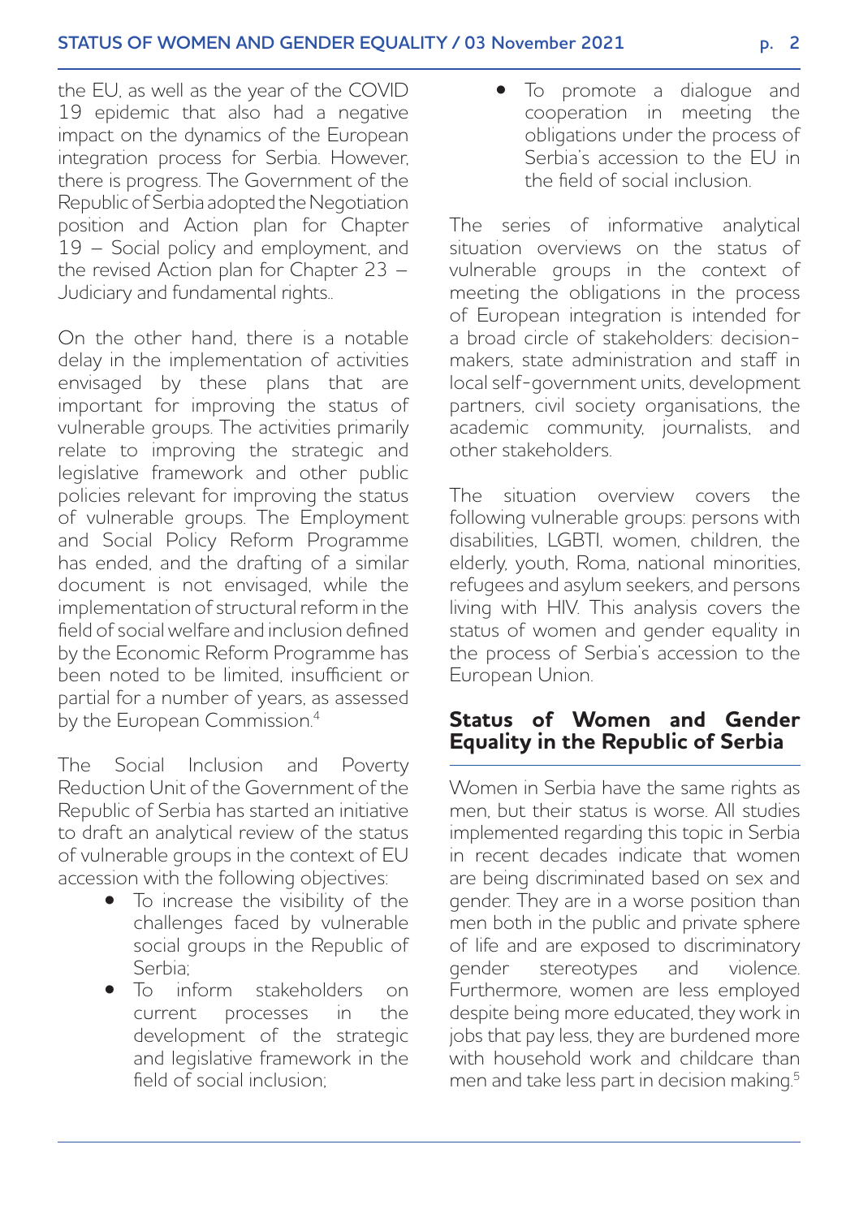the EU, as well as the year of the COVID 19 epidemic that also had a negative impact on the dynamics of the European integration process for Serbia. However, there is progress. The Government of the Republic of Serbia adopted the Negotiation position and Action plan for Chapter 19 – Social policy and employment, and the revised Action plan for Chapter 23 – Judiciary and fundamental rights..

On the other hand, there is a notable delay in the implementation of activities envisaged by these plans that are important for improving the status of vulnerable groups. The activities primarily relate to improving the strategic and legislative framework and other public policies relevant for improving the status of vulnerable groups. The Employment and Social Policy Reform Programme has ended, and the drafting of a similar document is not envisaged, while the implementation of structural reform in the field of social welfare and inclusion defined by the Economic Reform Programme has been noted to be limited, insufficient or partial for a number of years, as assessed by the European Commission.[4]

The Social Inclusion and Poverty Reduction Unit of the Government of the Republic of Serbia has started an initiative to draft an analytical review of the status of vulnerable groups in the context of EU accession with the following objectives:

- To increase the visibility of the challenges faced by vulnerable social groups in the Republic of Serbia;
- To inform stakeholders on current processes in the development of the strategic and legislative framework in the field of social inclusion;
- To promote a dialogue and cooperation in meeting the obligations under the process of Serbia's accession to the EU in the field of social inclusion.

The series of informative analytical situation overviews on the status of vulnerable groups in the context of meeting the obligations in the process of European integration is intended for a broad circle of stakeholders: decision-makers, state administration and staff in local self-government units, development partners, civil society organisations, the academic community, journalists, and other stakeholders.

The situation overview covers the following vulnerable groups: persons with disabilities, LGBTI, women, children, the elderly, youth, Roma, national minorities, refugees and asylum seekers, and persons living with HIV. This analysis covers the status of women and gender equality in the process of Serbia's accession to the European Union.

## Status of Women and Gender Equality in the Republic of Serbia

Women in Serbia have the same rights as men, but their status is worse. All studies implemented regarding this topic in Serbia in recent decades indicate that women are being discriminated based on sex and gender. They are in a worse position than men both in the public and private sphere of life and are exposed to discriminatory gender stereotypes and violence. Furthermore, women are less employed despite being more educated, they work in jobs that pay less, they are burdened more with household work and childcare than men and take less part in decision making.[5]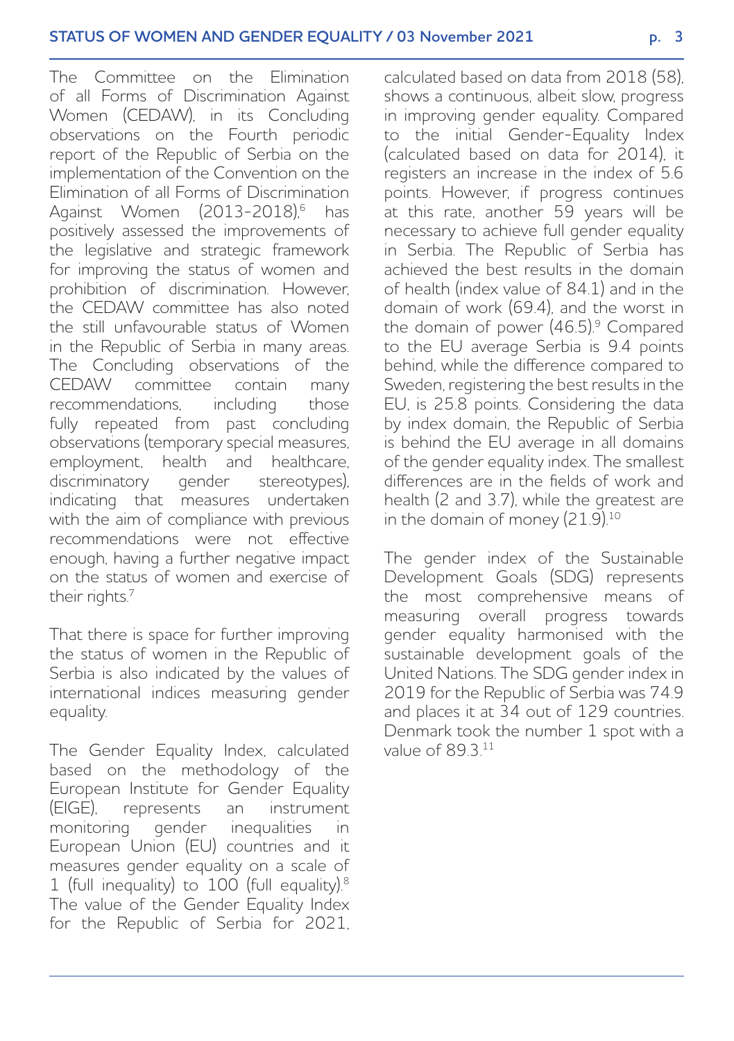The Committee on the Elimination of all Forms of Discrimination Against Women (CEDAW), in its Concluding observations on the Fourth periodic report of the Republic of Serbia on the implementation of the Convention on the Elimination of all Forms of Discrimination Against Women (2013-2018),[6] has positively assessed the improvements of the legislative and strategic framework for improving the status of women and prohibition of discrimination. However, the CEDAW committee has also noted the still unfavourable status of Women in the Republic of Serbia in many areas. The Concluding observations of the CEDAW committee contain many recommendations, including those fully repeated from past concluding observations (temporary special measures, employment, health and healthcare, discriminatory gender stereotypes), indicating that measures undertaken with the aim of compliance with previous recommendations were not effective enough, having a further negative impact on the status of women and exercise of their rights.[7]

That there is space for further improving the status of women in the Republic of Serbia is also indicated by the values of international indices measuring gender equality.

The Gender Equality Index, calculated based on the methodology of the European Institute for Gender Equality (EIGE), represents an instrument monitoring gender inequalities in European Union (EU) countries and it measures gender equality on a scale of 1 (full inequality) to 100 (full equality).[8] The value of the Gender Equality Index for the Republic of Serbia for 2021, calculated based on data from 2018 (58), shows a continuous, albeit slow, progress in improving gender equality. Compared to the initial Gender-Equality Index (calculated based on data for 2014), it registers an increase in the index of 5.6 points. However, if progress continues at this rate, another 59 years will be necessary to achieve full gender equality in Serbia. The Republic of Serbia has achieved the best results in the domain of health (index value of 84.1) and in the domain of work (69.4), and the worst in the domain of power (46.5).[9] Compared to the EU average Serbia is 9.4 points behind, while the difference compared to Sweden, registering the best results in the EU, is 25.8 points. Considering the data by index domain, the Republic of Serbia is behind the EU average in all domains of the gender equality index. The smallest differences are in the fields of work and health (2 and 3.7), while the greatest are in the domain of money (21.9).[10]

The gender index of the Sustainable Development Goals (SDG) represents the most comprehensive means of measuring overall progress towards gender equality harmonised with the sustainable development goals of the United Nations. The SDG gender index in 2019 for the Republic of Serbia was 74.9 and places it at 34 out of 129 countries. Denmark took the number 1 spot with a value of 89.3.[11]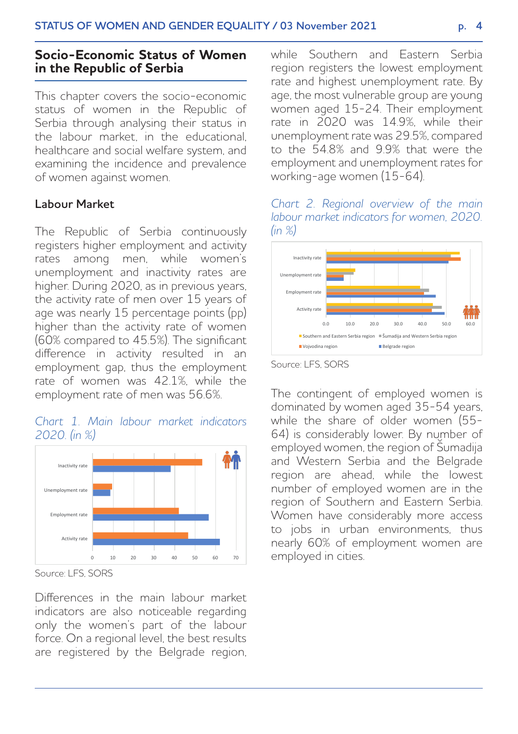## Socio-Economic Status of Women in the Republic of Serbia

This chapter covers the socio-economic status of women in the Republic of Serbia through analysing their status in the labour market, in the educational, healthcare and social welfare system, and examining the incidence and prevalence of women against women.

### Labour Market

The Republic of Serbia continuously registers higher employment and activity rates among men, while women's unemployment and inactivity rates are higher. During 2020, as in previous years, the activity rate of men over 15 years of age was nearly 15 percentage points (pp) higher than the activity rate of women (60% compared to 45.5%). The significant difference in activity resulted in an employment gap, thus the employment rate of women was 42.1%, while the employment rate of men was 56.6%.

*Chart 1. Main labour market indicators 2020. (in %)*

Source: LFS, SORS

Differences in the main labour market indicators are also noticeable regarding only the women's part of the labour force. On a regional level, the best results are registered by the Belgrade region, while Southern and Eastern Serbia region registers the lowest employment rate and highest unemployment rate. By age, the most vulnerable group are young women aged 15-24. Their employment rate in 2020 was 14.9%, while their unemployment rate was 29.5%, compared to the 54.8% and 9.9% that were the employment and unemployment rates for working-age women (15-64).

*Chart 2. Regional overview of the main labour market indicators for women, 2020. (in %)*

Source: LFS, SORS

The contingent of employed women is dominated by women aged 35-54 years, while the share of older women (55-64) is considerably lower. By number of employed women, the region of Šumadija and Western Serbia and the Belgrade region are ahead, while the lowest number of employed women are in the region of Southern and Eastern Serbia. Women have considerably more access to jobs in urban environments, thus nearly 60% of employment women are employed in cities.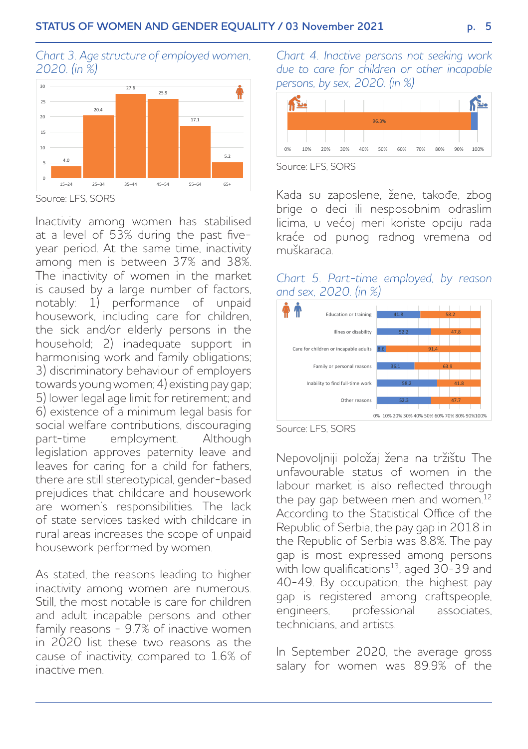*Chart 3. Age structure of employed women, 2020. (in %)*

| Age | % |
|---|---|
| 15–24 | 4.0 |
| 25–34 | 20.4 |
| 35–44 | 27.6 |
| 45–54 | 25.9 |
| 55–64 | 17.1 |
| 65+ | 5.2 |

Source: LFS, SORS

Inactivity among women has stabilised at a level of 53% during the past five-year period. At the same time, inactivity among men is between 37% and 38%. The inactivity of women in the market is caused by a large number of factors, notably: 1) performance of unpaid housework, including care for children, the sick and/or elderly persons in the household; 2) inadequate support in harmonising work and family obligations; 3) discriminatory behaviour of employers towards young women; 4) existing pay gap; 5) lower legal age limit for retirement; and 6) existence of a minimum legal basis for social welfare contributions, discouraging part-time employment. Although legislation approves paternity leave and leaves for caring for a child for fathers, there are still stereotypical, gender-based prejudices that childcare and housework are women's responsibilities. The lack of state services tasked with childcare in rural areas increases the scope of unpaid housework performed by women.

As stated, the reasons leading to higher inactivity among women are numerous. Still, the most notable is care for children and adult incapable persons and other family reasons - 9.7% of inactive women in 2020 list these two reasons as the cause of inactivity, compared to 1.6% of inactive men.

*Chart 4. Inactive persons not seeking work due to care for children or other incapable persons, by sex, 2020. (in %)*

| Women | Men |
|---|---|
| 96.3% | |

Source: LFS, SORS

Kada su zaposlene, žene, takođe, zbog brige o deci ili nesposobnim odraslim licima, u većoj meri koriste opciju rada kraće od punog radnog vremena od muškaraca.

*Chart 5. Part-time employed, by reason and sex, 2020. (in %)*

| Reason | Men | Women |
|---|---|---|
| Education or training | 41.8 | 58.2 |
| Illnes or disability | 52.2 | 47.8 |
| Care for children or incapable adults | 8.6 | 91.4 |
| Family or personal reasons | 36.1 | 63.9 |
| Inability to find full-time work | 58.2 | 41.8 |
| Other reasons | 52.3 | 47.7 |

Source: LFS, SORS

Nepovoljniji položaj žena na tržištu The unfavourable status of women in the labour market is also reflected through the pay gap between men and women.[12] According to the Statistical Office of the Republic of Serbia, the pay gap in 2018 in the Republic of Serbia was 8.8%. The pay gap is most expressed among persons with low qualifications[13], aged 30-39 and 40-49. By occupation, the highest pay gap is registered among craftspeople, engineers, professional associates, technicians, and artists.

In September 2020, the average gross salary for women was 89.9% of the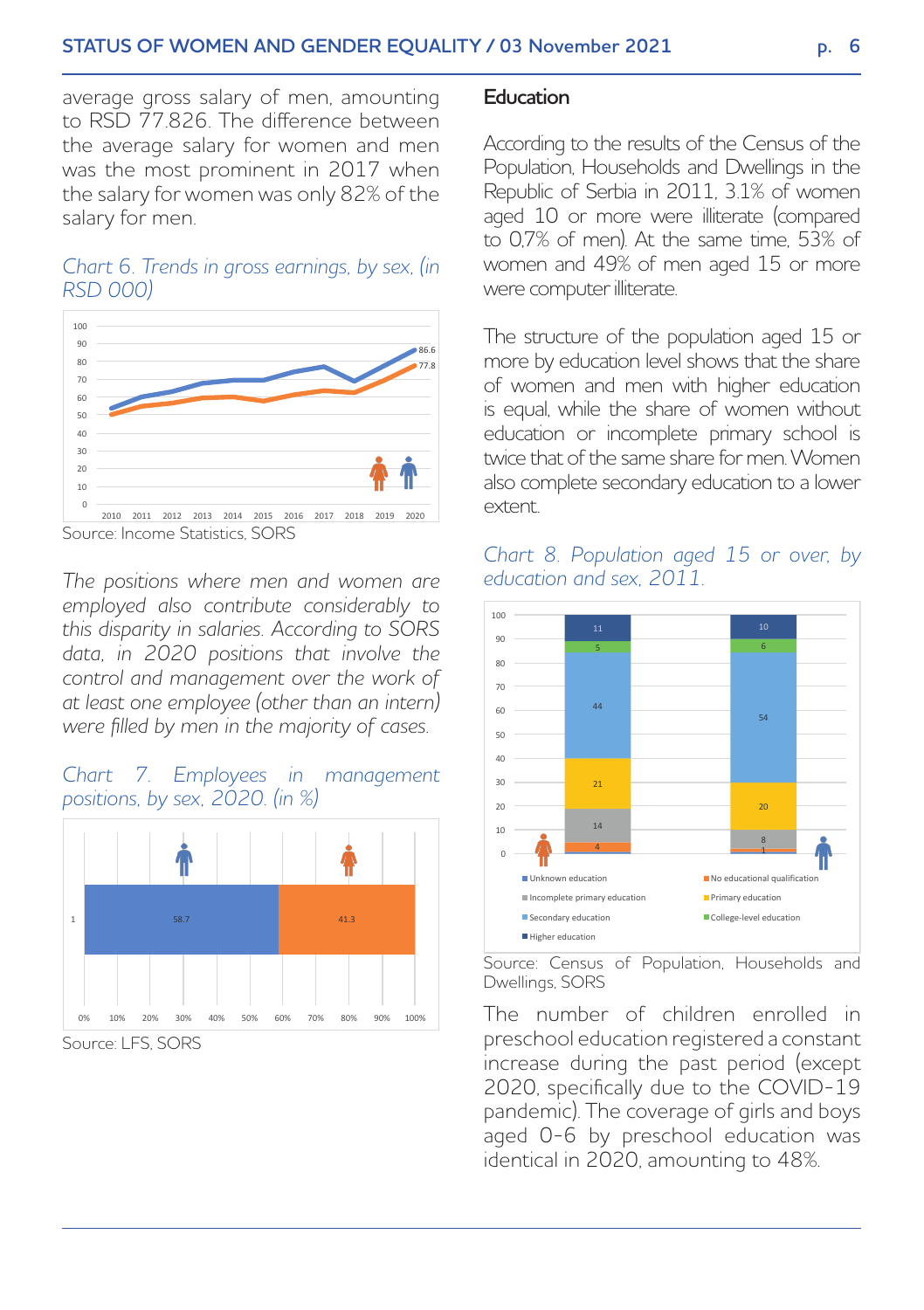average gross salary of men, amounting to RSD 77.826. The difference between the average salary for women and men was the most prominent in 2017 when the salary for women was only 82% of the salary for men.

*Chart 6. Trends in gross earnings, by sex, (in RSD 000)*

Source: Income Statistics, SORS

*The positions where men and women are employed also contribute considerably to this disparity in salaries. According to SORS data, in 2020 positions that involve the control and management over the work of at least one employee (other than an intern) were filled by men in the majority of cases.*

*Chart 7. Employees in management positions, by sex, 2020. (in %)*

Source: LFS, SORS

## Education

According to the results of the Census of the Population, Households and Dwellings in the Republic of Serbia in 2011, 3.1% of women aged 10 or more were illiterate (compared to 0,7% of men). At the same time, 53% of women and 49% of men aged 15 or more were computer illiterate.

The structure of the population aged 15 or more by education level shows that the share of women and men with higher education is equal, while the share of women without education or incomplete primary school is twice that of the same share for men. Women also complete secondary education to a lower extent.

*Chart 8. Population aged 15 or over, by education and sex, 2011.*

Source: Census of Population, Households and Dwellings, SORS

The number of children enrolled in preschool education registered a constant increase during the past period (except 2020, specifically due to the COVID-19 pandemic). The coverage of girls and boys aged 0-6 by preschool education was identical in 2020, amounting to 48%.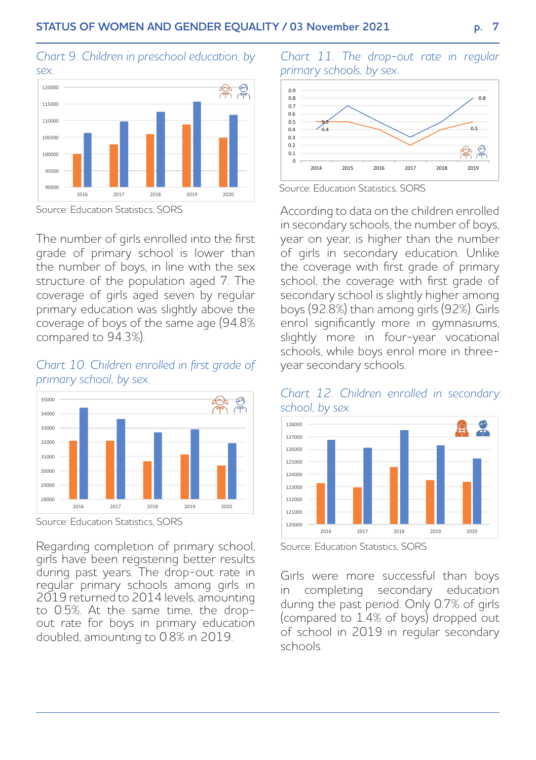*Chart 9. Children in preschool education, by sex.*

Source: Education Statistics, SORS

The number of girls enrolled into the first grade of primary school is lower than the number of boys, in line with the sex structure of the population aged 7. The coverage of girls aged seven by regular primary education was slightly above the coverage of boys of the same age (94.8% compared to 94.3%).

*Chart 10. Children enrolled in first grade of primary school, by sex.*

Source: Education Statistics, SORS

Regarding completion of primary school, girls have been registering better results during past years. The drop-out rate in regular primary schools among girls in 2019 returned to 2014 levels, amounting to 0.5%. At the same time, the drop-out rate for boys in primary education doubled, amounting to 0.8% in 2019.

*Chart 11. The drop-out rate in regular primary schools, by sex.*

Source: Education Statistics, SORS

According to data on the children enrolled in secondary schools, the number of boys, year on year, is higher than the number of girls in secondary education. Unlike the coverage with first grade of primary school, the coverage with first grade of secondary school is slightly higher among boys (92.8%) than among girls (92%). Girls enrol significantly more in gymnasiums, slightly more in four-year vocational schools, while boys enrol more in three-year secondary schools.

*Chart 12. Children enrolled in secondary school, by sex.*

Source: Education Statistics, SORS

Girls were more successful than boys in completing secondary education during the past period. Only 0.7% of girls (compared to 1.4% of boys) dropped out of school in 2019 in regular secondary schools.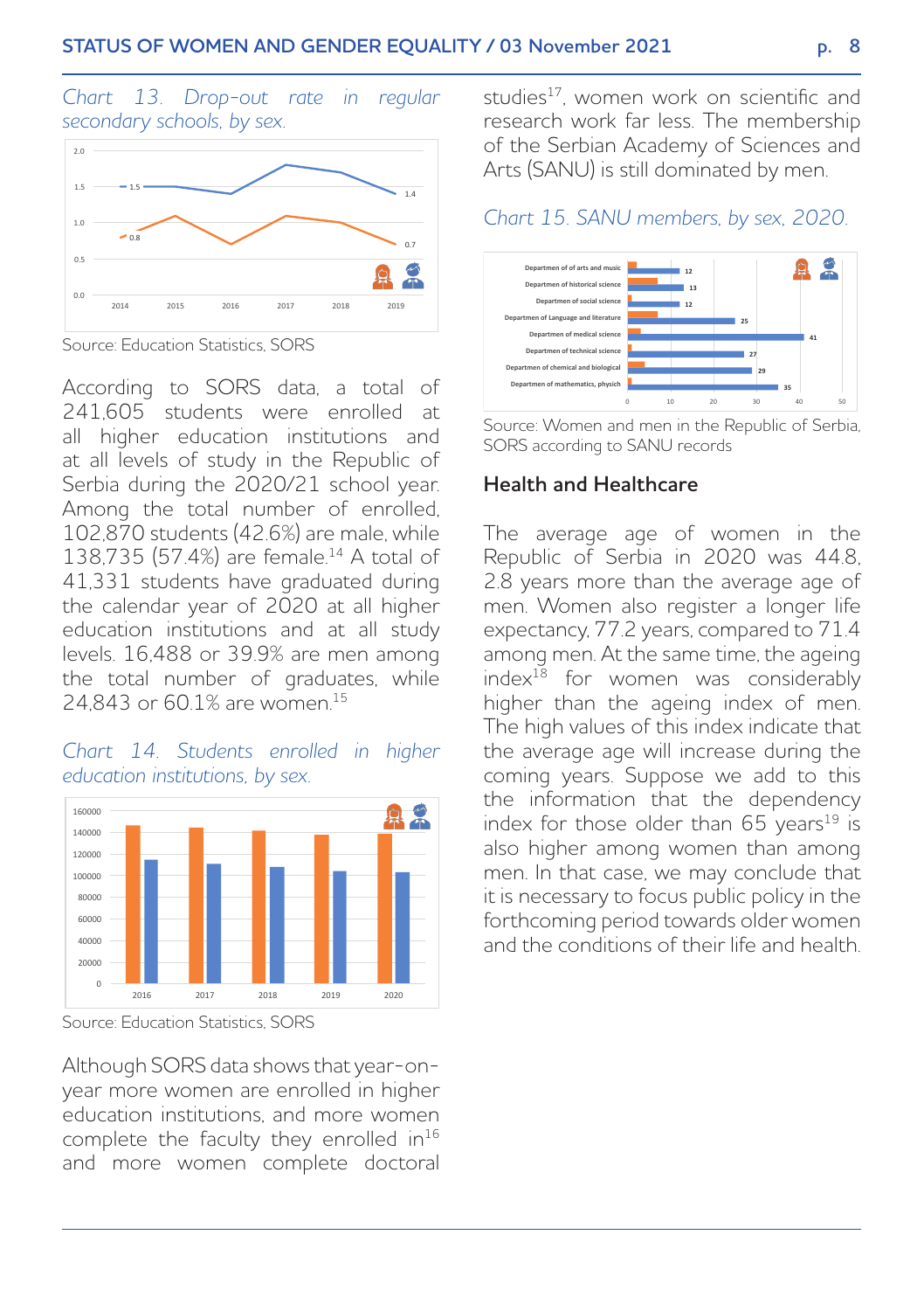*Chart 13. Drop-out rate in regular secondary schools, by sex.*

Source: Education Statistics, SORS

According to SORS data, a total of 241,605 students were enrolled at all higher education institutions and at all levels of study in the Republic of Serbia during the 2020/21 school year. Among the total number of enrolled, 102,870 students (42.6%) are male, while 138,735 (57.4%) are female.[14] A total of 41,331 students have graduated during the calendar year of 2020 at all higher education institutions and at all study levels. 16,488 or 39.9% are men among the total number of graduates, while 24,843 or 60.1% are women.[15]

*Chart 14. Students enrolled in higher education institutions, by sex.*

Source: Education Statistics, SORS

Although SORS data shows that year-on-year more women are enrolled in higher education institutions, and more women complete the faculty they enrolled in[16] and more women complete doctoral studies[17], women work on scientific and research work far less. The membership of the Serbian Academy of Sciences and Arts (SANU) is still dominated by men.

*Chart 15. SANU members, by sex, 2020.*

Source: Women and men in the Republic of Serbia, SORS according to SANU records

## Health and Healthcare

The average age of women in the Republic of Serbia in 2020 was 44.8, 2.8 years more than the average age of men. Women also register a longer life expectancy, 77.2 years, compared to 71.4 among men. At the same time, the ageing index[18] for women was considerably higher than the ageing index of men. The high values of this index indicate that the average age will increase during the coming years. Suppose we add to this the information that the dependency index for those older than 65 years[19] is also higher among women than among men. In that case, we may conclude that it is necessary to focus public policy in the forthcoming period towards older women and the conditions of their life and health.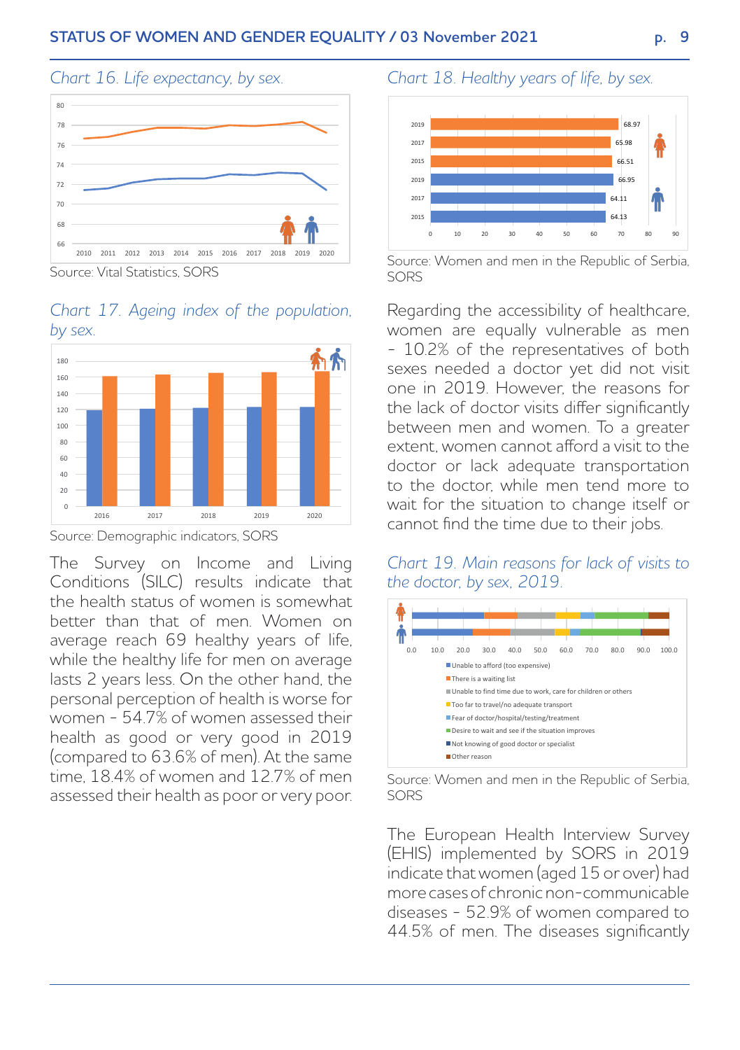*Chart 16. Life expectancy, by sex.*

Source: Vital Statistics, SORS

*Chart 17. Ageing index of the population, by sex.*

Source: Demographic indicators, SORS

The Survey on Income and Living Conditions (SILC) results indicate that the health status of women is somewhat better than that of men. Women on average reach 69 healthy years of life, while the healthy life for men on average lasts 2 years less. On the other hand, the personal perception of health is worse for women - 54.7% of women assessed their health as good or very good in 2019 (compared to 63.6% of men). At the same time, 18.4% of women and 12.7% of men assessed their health as poor or very poor.

*Chart 18. Healthy years of life, by sex.*

| Year | Women | Men |
|---|---|---|
| 2019 | 68.97 | 66.95 |
| 2017 | 65.98 | 64.11 |
| 2015 | 66.51 | 64.13 |

Source: Women and men in the Republic of Serbia, SORS

Regarding the accessibility of healthcare, women are equally vulnerable as men - 10.2% of the representatives of both sexes needed a doctor yet did not visit one in 2019. However, the reasons for the lack of doctor visits differ significantly between men and women. To a greater extent, women cannot afford a visit to the doctor or lack adequate transportation to the doctor, while men tend more to wait for the situation to change itself or cannot find the time due to their jobs.

*Chart 19. Main reasons for lack of visits to the doctor, by sex, 2019.*

- Unable to afford (too expensive)
- There is a waiting list
- Unable to find time due to work, care for children or others
- Too far to travel/no adequate transport
- Fear of doctor/hospital/testing/treatment
- Desire to wait and see if the situation improves
- Not knowing of good doctor or specialist
- Other reason

Source: Women and men in the Republic of Serbia, SORS

The European Health Interview Survey (EHIS) implemented by SORS in 2019 indicate that women (aged 15 or over) had more cases of chronic non-communicable diseases - 52.9% of women compared to 44.5% of men. The diseases significantly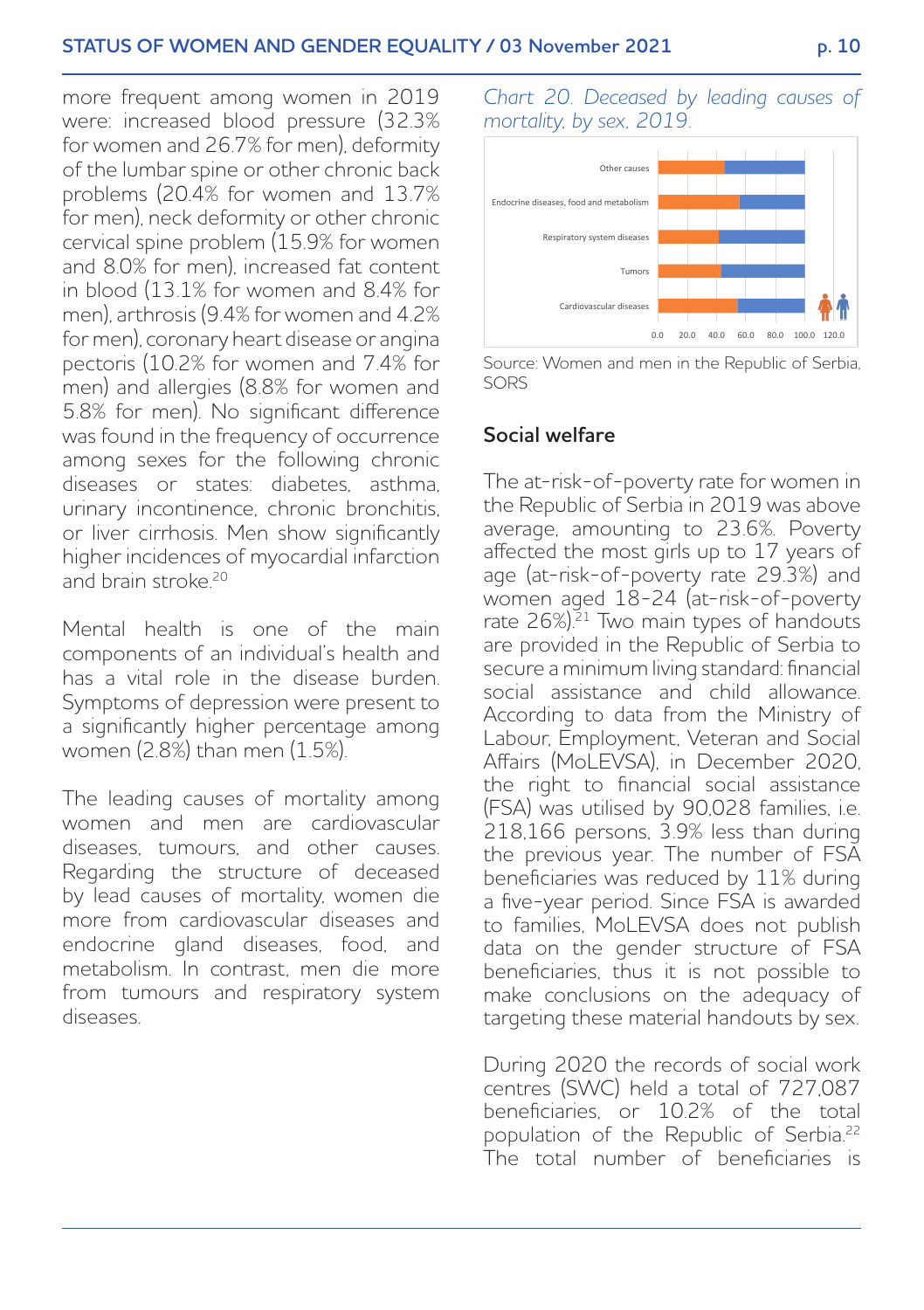more frequent among women in 2019 were: increased blood pressure (32.3% for women and 26.7% for men), deformity of the lumbar spine or other chronic back problems (20.4% for women and 13.7% for men), neck deformity or other chronic cervical spine problem (15.9% for women and 8.0% for men), increased fat content in blood (13.1% for women and 8.4% for men), arthrosis (9.4% for women and 4.2% for men), coronary heart disease or angina pectoris (10.2% for women and 7.4% for men) and allergies (8.8% for women and 5.8% for men). No significant difference was found in the frequency of occurrence among sexes for the following chronic diseases or states: diabetes, asthma, urinary incontinence, chronic bronchitis, or liver cirrhosis. Men show significantly higher incidences of myocardial infarction and brain stroke.[20]

Mental health is one of the main components of an individual's health and has a vital role in the disease burden. Symptoms of depression were present to a significantly higher percentage among women (2.8%) than men (1.5%).

The leading causes of mortality among women and men are cardiovascular diseases, tumours, and other causes. Regarding the structure of deceased by lead causes of mortality, women die more from cardiovascular diseases and endocrine gland diseases, food, and metabolism. In contrast, men die more from tumours and respiratory system diseases.

*Chart 20. Deceased by leading causes of mortality, by sex, 2019.*

Source: Women and men in the Republic of Serbia, SORS

## Social welfare

The at-risk-of-poverty rate for women in the Republic of Serbia in 2019 was above average, amounting to 23.6%. Poverty affected the most girls up to 17 years of age (at-risk-of-poverty rate 29.3%) and women aged 18-24 (at-risk-of-poverty rate 26%).[21] Two main types of handouts are provided in the Republic of Serbia to secure a minimum living standard: financial social assistance and child allowance. According to data from the Ministry of Labour, Employment, Veteran and Social Affairs (MoLEVSA), in December 2020, the right to financial social assistance (FSA) was utilised by 90,028 families, i.e. 218,166 persons, 3.9% less than during the previous year. The number of FSA beneficiaries was reduced by 11% during a five-year period. Since FSA is awarded to families, MoLEVSA does not publish data on the gender structure of FSA beneficiaries, thus it is not possible to make conclusions on the adequacy of targeting these material handouts by sex.

During 2020 the records of social work centres (SWC) held a total of 727,087 beneficiaries, or 10.2% of the total population of the Republic of Serbia.[22] The total number of beneficiaries is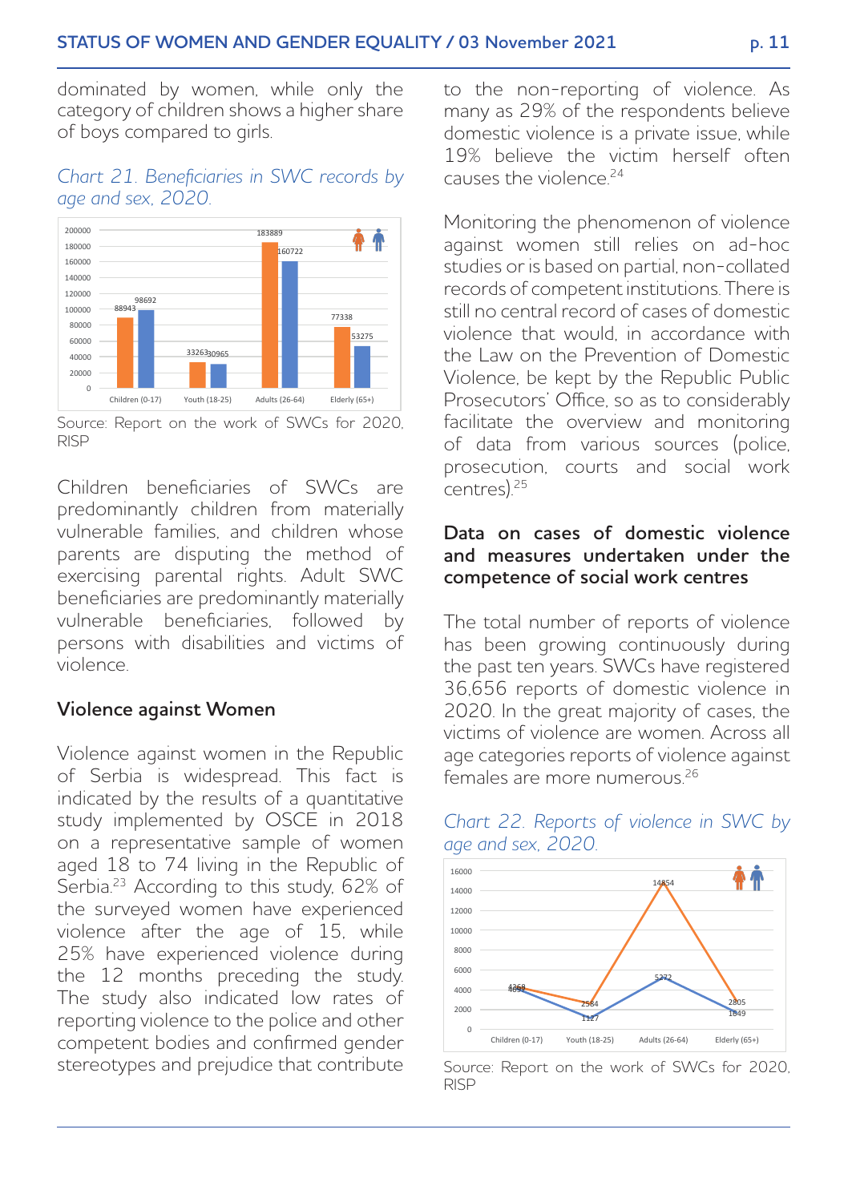dominated by women, while only the category of children shows a higher share of boys compared to girls.

*Chart 21. Beneficiaries in SWC records by age and sex, 2020.*

| | Female | Male |
|---|---|---|
| Children (0-17) | 88943 | 98692 |
| Youth (18-25) | 33263 | 30965 |
| Adults (26-64) | 183889 | 160722 |
| Elderly (65+) | 77338 | 53275 |

Source: Report on the work of SWCs for 2020, RISP

Children beneficiaries of SWCs are predominantly children from materially vulnerable families, and children whose parents are disputing the method of exercising parental rights. Adult SWC beneficiaries are predominantly materially vulnerable beneficiaries, followed by persons with disabilities and victims of violence.

## Violence against Women

Violence against women in the Republic of Serbia is widespread. This fact is indicated by the results of a quantitative study implemented by OSCE in 2018 on a representative sample of women aged 18 to 74 living in the Republic of Serbia.[23] According to this study, 62% of the surveyed women have experienced violence after the age of 15, while 25% have experienced violence during the 12 months preceding the study. The study also indicated low rates of reporting violence to the police and other competent bodies and confirmed gender stereotypes and prejudice that contribute to the non-reporting of violence. As many as 29% of the respondents believe domestic violence is a private issue, while 19% believe the victim herself often causes the violence.[24]

Monitoring the phenomenon of violence against women still relies on ad-hoc studies or is based on partial, non-collated records of competent institutions. There is still no central record of cases of domestic violence that would, in accordance with the Law on the Prevention of Domestic Violence, be kept by the Republic Public Prosecutors' Office, so as to considerably facilitate the overview and monitoring of data from various sources (police, prosecution, courts and social work centres).[25]

### Data on cases of domestic violence and measures undertaken under the competence of social work centres

The total number of reports of violence has been growing continuously during the past ten years. SWCs have registered 36,656 reports of domestic violence in 2020. In the great majority of cases, the victims of violence are women. Across all age categories reports of violence against females are more numerous.[26]

*Chart 22. Reports of violence in SWC by age and sex, 2020.*

| | Female | Male |
|---|---|---|
| Children (0-17) | 4269 | 4097 |
| Youth (18-25) | 2584 | 1127 |
| Adults (26-64) | 14854 | 5272 |
| Elderly (65+) | 2805 | 1649 |

Source: Report on the work of SWCs for 2020, RISP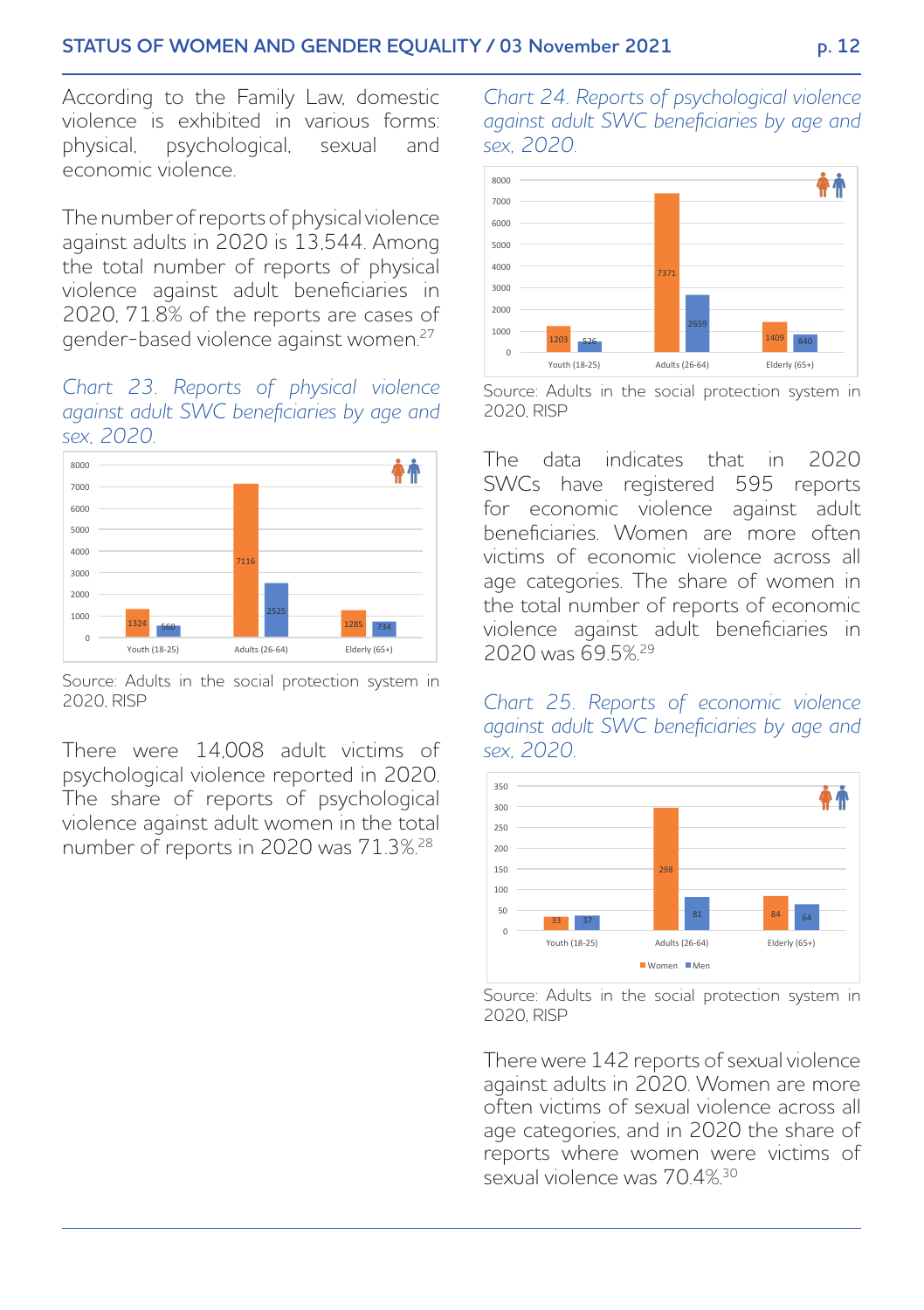According to the Family Law, domestic violence is exhibited in various forms: physical, psychological, sexual and economic violence.

The number of reports of physical violence against adults in 2020 is 13,544. Among the total number of reports of physical violence against adult beneficiaries in 2020, 71.8% of the reports are cases of gender-based violence against women.[27]

*Chart 23. Reports of physical violence against adult SWC beneficiaries by age and sex, 2020.*

| | Women | Men |
|---|---|---|
| Youth (18-25) | 1324 | 560 |
| Adults (26-64) | 7116 | 2525 |
| Elderly (65+) | 1285 | 734 |

Source: Adults in the social protection system in 2020, RISP

There were 14,008 adult victims of psychological violence reported in 2020. The share of reports of psychological violence against adult women in the total number of reports in 2020 was 71.3%.[28]

*Chart 24. Reports of psychological violence against adult SWC beneficiaries by age and sex, 2020.*

| | Women | Men |
|---|---|---|
| Youth (18-25) | 1203 | 526 |
| Adults (26-64) | 7371 | 2659 |
| Elderly (65+) | 1409 | 840 |

Source: Adults in the social protection system in 2020, RISP

The data indicates that in 2020 SWCs have registered 595 reports for economic violence against adult beneficiaries. Women are more often victims of economic violence across all age categories. The share of women in the total number of reports of economic violence against adult beneficiaries in 2020 was 69.5%.[29]

*Chart 25. Reports of economic violence against adult SWC beneficiaries by age and sex, 2020.*

| | Women | Men |
|---|---|---|
| Youth (18-25) | 33 | 37 |
| Adults (26-64) | 298 | 81 |
| Elderly (65+) | 84 | 64 |

Source: Adults in the social protection system in 2020, RISP

There were 142 reports of sexual violence against adults in 2020. Women are more often victims of sexual violence across all age categories, and in 2020 the share of reports where women were victims of sexual violence was 70.4%.[30]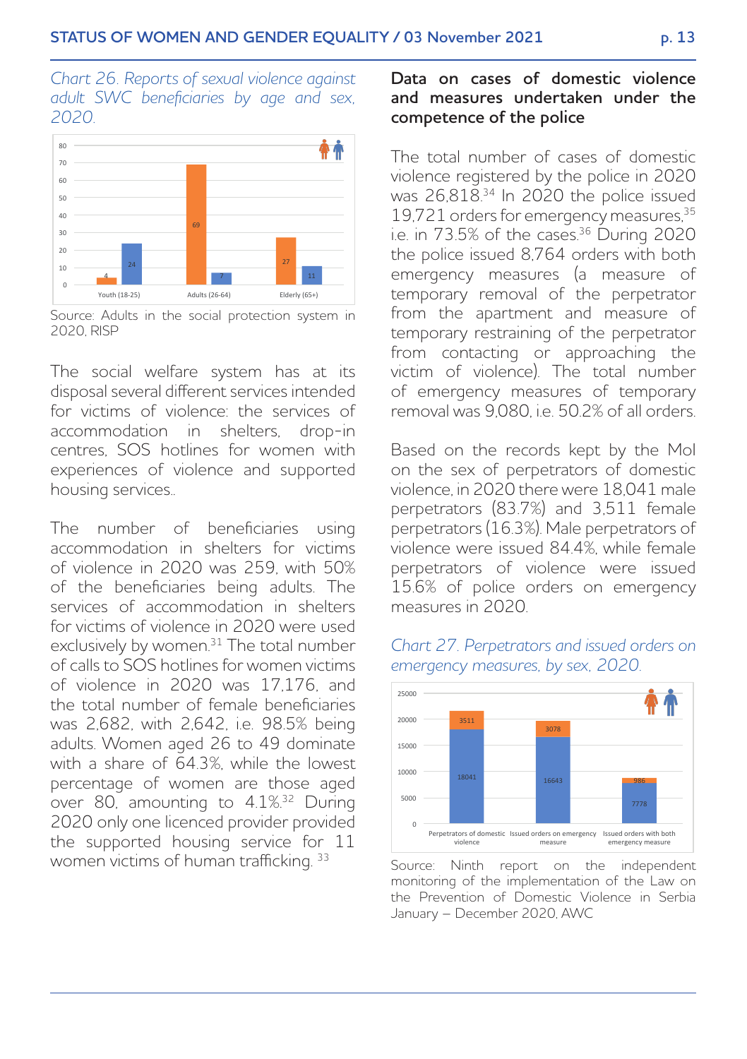*Chart 26. Reports of sexual violence against adult SWC beneficiaries by age and sex, 2020.*

| | Women | Men |
|---|---|---|
| Youth (18-25) | 4 | 24 |
| Adults (26-64) | 69 | 7 |
| Elderly (65+) | 27 | 11 |

Source: Adults in the social protection system in 2020, RISP

The social welfare system has at its disposal several different services intended for victims of violence: the services of accommodation in shelters, drop-in centres, SOS hotlines for women with experiences of violence and supported housing services..

The number of beneficiaries using accommodation in shelters for victims of violence in 2020 was 259, with 50% of the beneficiaries being adults. The services of accommodation in shelters for victims of violence in 2020 were used exclusively by women.[31] The total number of calls to SOS hotlines for women victims of violence in 2020 was 17,176, and the total number of female beneficiaries was 2,682, with 2,642, i.e. 98.5% being adults. Women aged 26 to 49 dominate with a share of 64.3%, while the lowest percentage of women are those aged over 80, amounting to 4.1%.[32] During 2020 only one licenced provider provided the supported housing service for 11 women victims of human trafficking. [33]

## Data on cases of domestic violence and measures undertaken under the competence of the police

The total number of cases of domestic violence registered by the police in 2020 was 26,818.[34] In 2020 the police issued 19,721 orders for emergency measures,[35] i.e. in 73.5% of the cases.[36] During 2020 the police issued 8,764 orders with both emergency measures (a measure of temporary removal of the perpetrator from the apartment and measure of temporary restraining of the perpetrator from contacting or approaching the victim of violence). The total number of emergency measures of temporary removal was 9,080, i.e. 50.2% of all orders.

Based on the records kept by the MoI on the sex of perpetrators of domestic violence, in 2020 there were 18,041 male perpetrators (83.7%) and 3,511 female perpetrators (16.3%). Male perpetrators of violence were issued 84.4%, while female perpetrators of violence were issued 15.6% of police orders on emergency measures in 2020.

*Chart 27. Perpetrators and issued orders on emergency measures, by sex, 2020.*

| | Men | Women |
|---|---|---|
| Perpetrators of domestic violence | 18041 | 3511 |
| Issued orders on emergency measure | 16643 | 3078 |
| Issued orders with both emergency measure | 7778 | 986 |

Source: Ninth report on the independent monitoring of the implementation of the Law on the Prevention of Domestic Violence in Serbia January – December 2020, AWC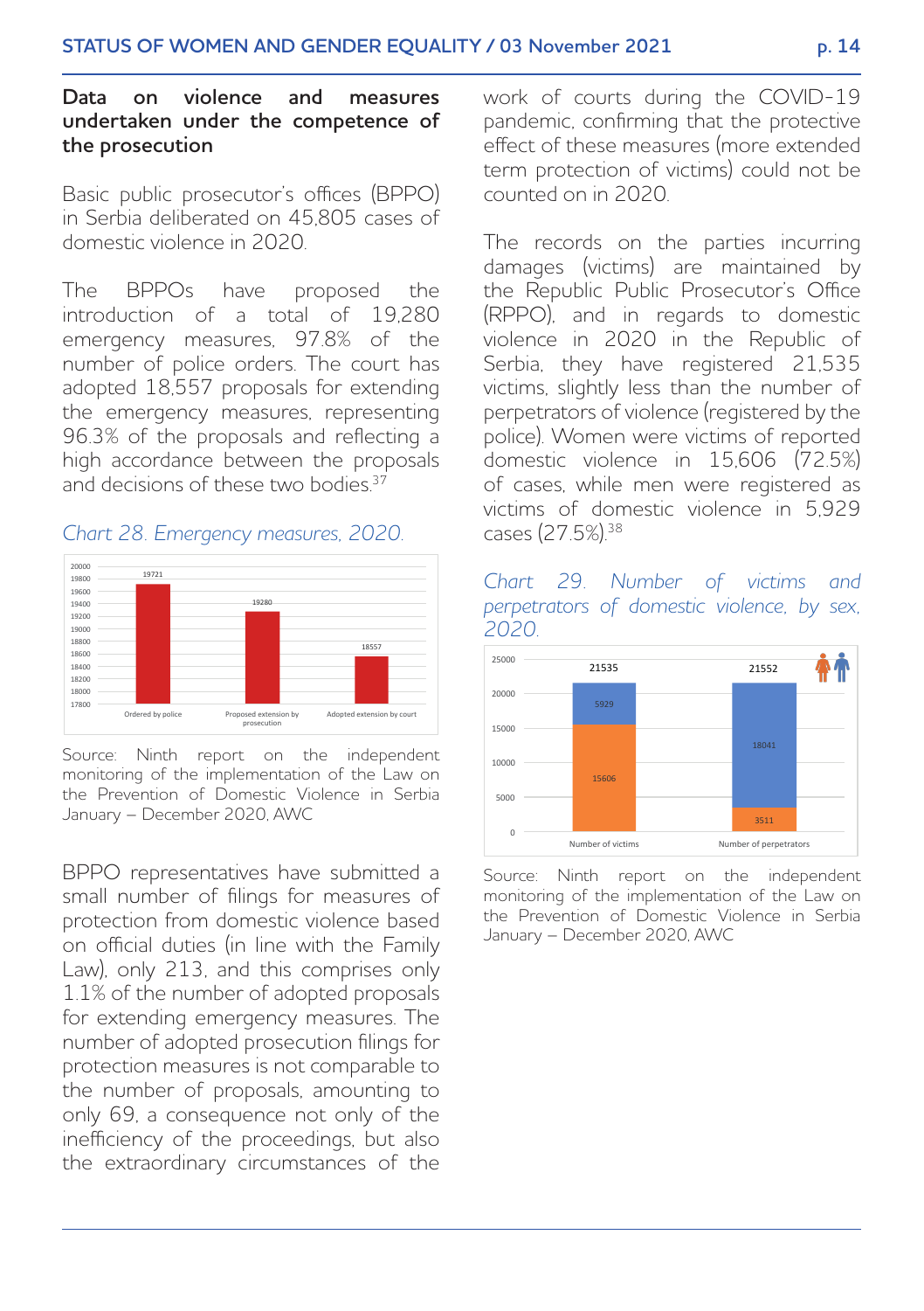### Data on violence and measures undertaken under the competence of the prosecution

Basic public prosecutor's offices (BPPO) in Serbia deliberated on 45,805 cases of domestic violence in 2020.

The BPPOs have proposed the introduction of a total of 19,280 emergency measures, 97.8% of the number of police orders. The court has adopted 18,557 proposals for extending the emergency measures, representing 96.3% of the proposals and reflecting a high accordance between the proposals and decisions of these two bodies.[37]

*Chart 28. Emergency measures, 2020.*

| | Ordered by police | Proposed extension by prosecution | Adopted extension by court |
|---|---|---|---|
| Emergency measures | 19721 | 19280 | 18557 |

Source: Ninth report on the independent monitoring of the implementation of the Law on the Prevention of Domestic Violence in Serbia January – December 2020, AWC

BPPO representatives have submitted a small number of filings for measures of protection from domestic violence based on official duties (in line with the Family Law), only 213, and this comprises only 1.1% of the number of adopted proposals for extending emergency measures. The number of adopted prosecution filings for protection measures is not comparable to the number of proposals, amounting to only 69, a consequence not only of the inefficiency of the proceedings, but also the extraordinary circumstances of the work of courts during the COVID-19 pandemic, confirming that the protective effect of these measures (more extended term protection of victims) could not be counted on in 2020.

The records on the parties incurring damages (victims) are maintained by the Republic Public Prosecutor's Office (RPPO), and in regards to domestic violence in 2020 in the Republic of Serbia, they have registered 21,535 victims, slightly less than the number of perpetrators of violence (registered by the police). Women were victims of reported domestic violence in 15,606 (72.5%) of cases, while men were registered as victims of domestic violence in 5,929 cases (27.5%).[38]

*Chart 29. Number of victims and perpetrators of domestic violence, by sex, 2020.*

| | Women | Men | Total |
|---|---|---|---|
| Number of victims | 15606 | 5929 | 21535 |
| Number of perpetrators | 3511 | 18041 | 21552 |

Source: Ninth report on the independent monitoring of the implementation of the Law on the Prevention of Domestic Violence in Serbia January – December 2020, AWC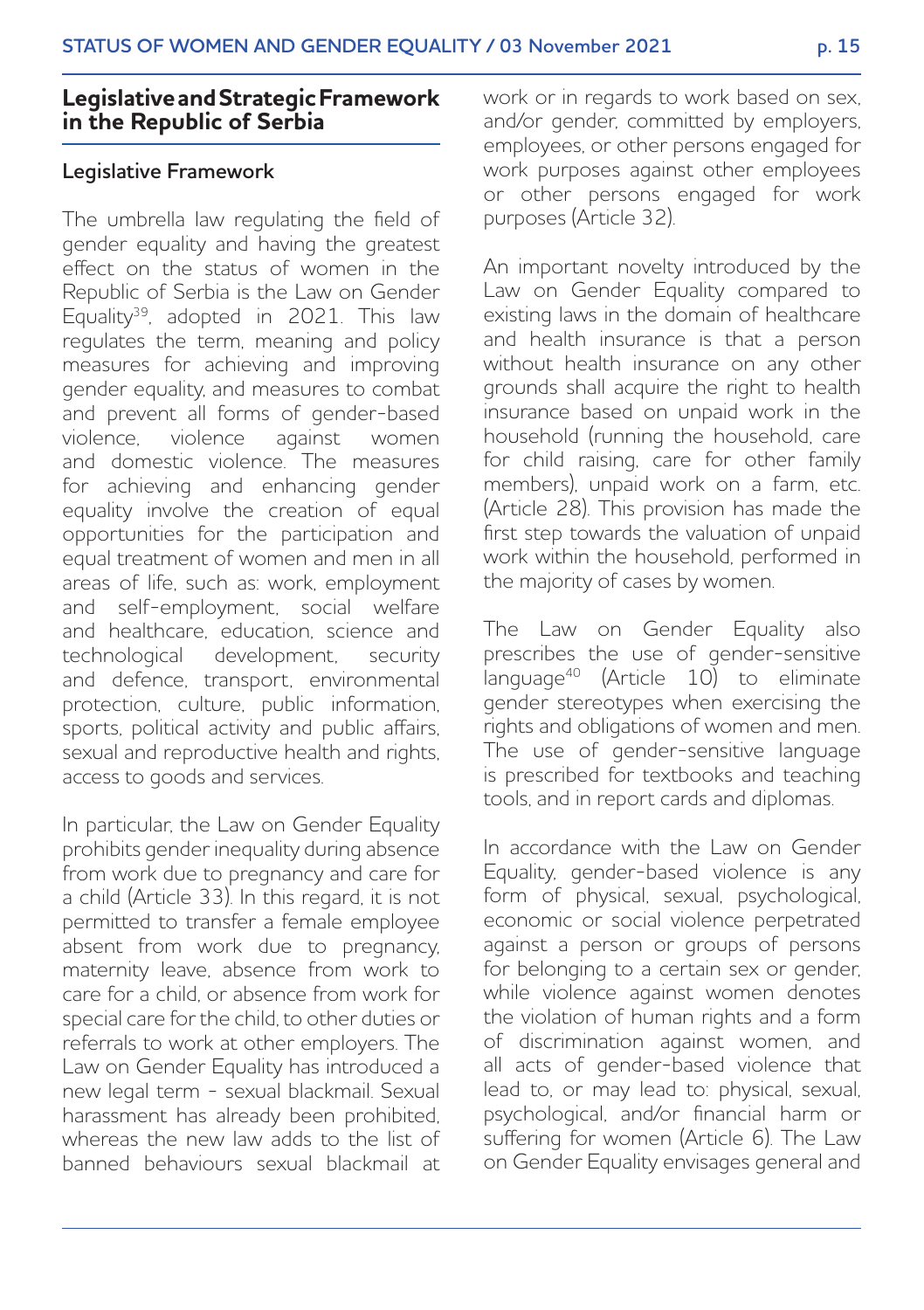## Legislative and Strategic Framework in the Republic of Serbia

### Legislative Framework

The umbrella law regulating the field of gender equality and having the greatest effect on the status of women in the Republic of Serbia is the Law on Gender Equality[39], adopted in 2021. This law regulates the term, meaning and policy measures for achieving and improving gender equality, and measures to combat and prevent all forms of gender-based violence, violence against women and domestic violence. The measures for achieving and enhancing gender equality involve the creation of equal opportunities for the participation and equal treatment of women and men in all areas of life, such as: work, employment and self-employment, social welfare and healthcare, education, science and technological development, security and defence, transport, environmental protection, culture, public information, sports, political activity and public affairs, sexual and reproductive health and rights, access to goods and services.

In particular, the Law on Gender Equality prohibits gender inequality during absence from work due to pregnancy and care for a child (Article 33). In this regard, it is not permitted to transfer a female employee absent from work due to pregnancy, maternity leave, absence from work to care for a child, or absence from work for special care for the child, to other duties or referrals to work at other employers. The Law on Gender Equality has introduced a new legal term - sexual blackmail. Sexual harassment has already been prohibited, whereas the new law adds to the list of banned behaviours sexual blackmail at work or in regards to work based on sex, and/or gender, committed by employers, employees, or other persons engaged for work purposes against other employees or other persons engaged for work purposes (Article 32).

An important novelty introduced by the Law on Gender Equality compared to existing laws in the domain of healthcare and health insurance is that a person without health insurance on any other grounds shall acquire the right to health insurance based on unpaid work in the household (running the household, care for child raising, care for other family members), unpaid work on a farm, etc. (Article 28). This provision has made the first step towards the valuation of unpaid work within the household, performed in the majority of cases by women.

The Law on Gender Equality also prescribes the use of gender-sensitive language[40] (Article 10) to eliminate gender stereotypes when exercising the rights and obligations of women and men. The use of gender-sensitive language is prescribed for textbooks and teaching tools, and in report cards and diplomas.

In accordance with the Law on Gender Equality, gender-based violence is any form of physical, sexual, psychological, economic or social violence perpetrated against a person or groups of persons for belonging to a certain sex or gender, while violence against women denotes the violation of human rights and a form of discrimination against women, and all acts of gender-based violence that lead to, or may lead to: physical, sexual, psychological, and/or financial harm or suffering for women (Article 6). The Law on Gender Equality envisages general and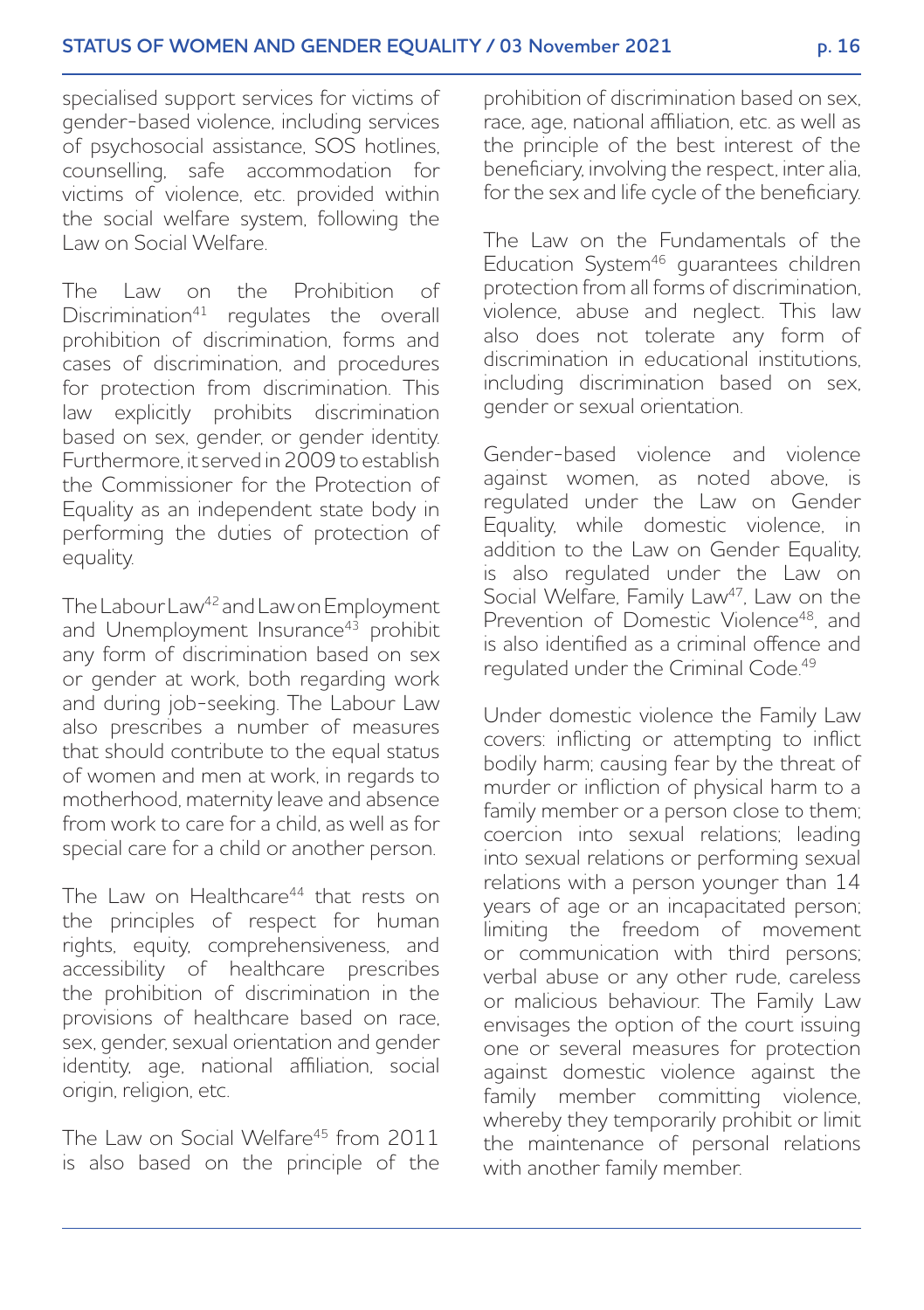specialised support services for victims of gender-based violence, including services of psychosocial assistance, SOS hotlines, counselling, safe accommodation for victims of violence, etc. provided within the social welfare system, following the Law on Social Welfare.

The Law on the Prohibition of Discrimination[41] regulates the overall prohibition of discrimination, forms and cases of discrimination, and procedures for protection from discrimination. This law explicitly prohibits discrimination based on sex, gender, or gender identity. Furthermore, it served in 2009 to establish the Commissioner for the Protection of Equality as an independent state body in performing the duties of protection of equality.

The Labour Law[42] and Law on Employment and Unemployment Insurance[43] prohibit any form of discrimination based on sex or gender at work, both regarding work and during job-seeking. The Labour Law also prescribes a number of measures that should contribute to the equal status of women and men at work, in regards to motherhood, maternity leave and absence from work to care for a child, as well as for special care for a child or another person.

The Law on Healthcare[44] that rests on the principles of respect for human rights, equity, comprehensiveness, and accessibility of healthcare prescribes the prohibition of discrimination in the provisions of healthcare based on race, sex, gender, sexual orientation and gender identity, age, national affiliation, social origin, religion, etc.

The Law on Social Welfare[45] from 2011 is also based on the principle of the prohibition of discrimination based on sex, race, age, national affiliation, etc. as well as the principle of the best interest of the beneficiary, involving the respect, inter alia, for the sex and life cycle of the beneficiary.

The Law on the Fundamentals of the Education System[46] guarantees children protection from all forms of discrimination, violence, abuse and neglect. This law also does not tolerate any form of discrimination in educational institutions, including discrimination based on sex, gender or sexual orientation.

Gender-based violence and violence against women, as noted above, is regulated under the Law on Gender Equality, while domestic violence, in addition to the Law on Gender Equality, is also regulated under the Law on Social Welfare, Family Law[47], Law on the Prevention of Domestic Violence[48], and is also identified as a criminal offence and regulated under the Criminal Code.[49]

Under domestic violence the Family Law covers: inflicting or attempting to inflict bodily harm; causing fear by the threat of murder or infliction of physical harm to a family member or a person close to them; coercion into sexual relations; leading into sexual relations or performing sexual relations with a person younger than 14 years of age or an incapacitated person; limiting the freedom of movement or communication with third persons; verbal abuse or any other rude, careless or malicious behaviour. The Family Law envisages the option of the court issuing one or several measures for protection against domestic violence against the family member committing violence, whereby they temporarily prohibit or limit the maintenance of personal relations with another family member.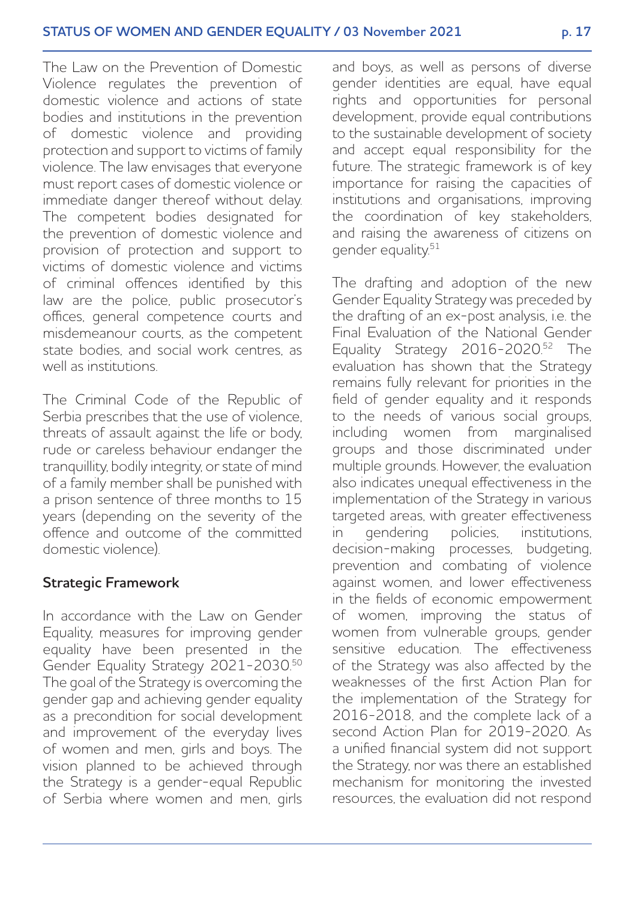The Law on the Prevention of Domestic Violence regulates the prevention of domestic violence and actions of state bodies and institutions in the prevention of domestic violence and providing protection and support to victims of family violence. The law envisages that everyone must report cases of domestic violence or immediate danger thereof without delay. The competent bodies designated for the prevention of domestic violence and provision of protection and support to victims of domestic violence and victims of criminal offences identified by this law are the police, public prosecutor's offices, general competence courts and misdemeanour courts, as the competent state bodies, and social work centres, as well as institutions.

The Criminal Code of the Republic of Serbia prescribes that the use of violence, threats of assault against the life or body, rude or careless behaviour endanger the tranquillity, bodily integrity, or state of mind of a family member shall be punished with a prison sentence of three months to 15 years (depending on the severity of the offence and outcome of the committed domestic violence).

### Strategic Framework

In accordance with the Law on Gender Equality, measures for improving gender equality have been presented in the Gender Equality Strategy 2021-2030.[50] The goal of the Strategy is overcoming the gender gap and achieving gender equality as a precondition for social development and improvement of the everyday lives of women and men, girls and boys. The vision planned to be achieved through the Strategy is a gender-equal Republic of Serbia where women and men, girls and boys, as well as persons of diverse gender identities are equal, have equal rights and opportunities for personal development, provide equal contributions to the sustainable development of society and accept equal responsibility for the future. The strategic framework is of key importance for raising the capacities of institutions and organisations, improving the coordination of key stakeholders, and raising the awareness of citizens on gender equality.[51]

The drafting and adoption of the new Gender Equality Strategy was preceded by the drafting of an ex-post analysis, i.e. the Final Evaluation of the National Gender Equality Strategy 2016-2020.[52] The evaluation has shown that the Strategy remains fully relevant for priorities in the field of gender equality and it responds to the needs of various social groups, including women from marginalised groups and those discriminated under multiple grounds. However, the evaluation also indicates unequal effectiveness in the implementation of the Strategy in various targeted areas, with greater effectiveness in gendering policies, institutions, decision-making processes, budgeting, prevention and combating of violence against women, and lower effectiveness in the fields of economic empowerment of women, improving the status of women from vulnerable groups, gender sensitive education. The effectiveness of the Strategy was also affected by the weaknesses of the first Action Plan for the implementation of the Strategy for 2016-2018, and the complete lack of a second Action Plan for 2019-2020. As a unified financial system did not support the Strategy, nor was there an established mechanism for monitoring the invested resources, the evaluation did not respond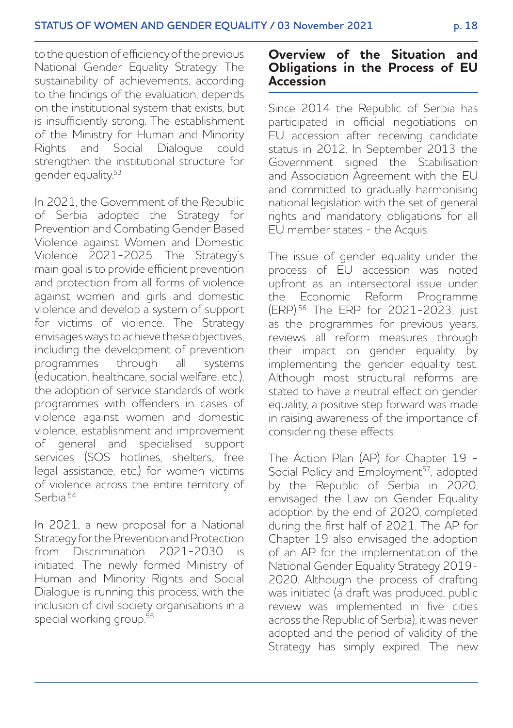to the question of efficiency of the previous National Gender Equality Strategy. The sustainability of achievements, according to the findings of the evaluation, depends on the institutional system that exists, but is insufficiently strong. The establishment of the Ministry for Human and Minority Rights and Social Dialogue could strengthen the institutional structure for gender equality.[53]

In 2021, the Government of the Republic of Serbia adopted the Strategy for Prevention and Combating Gender Based Violence against Women and Domestic Violence 2021-2025. The Strategy's main goal is to provide efficient prevention and protection from all forms of violence against women and girls and domestic violence and develop a system of support for victims of violence. The Strategy envisages ways to achieve these objectives, including the development of prevention programmes through all systems (education, healthcare, social welfare, etc.), the adoption of service standards of work programmes with offenders in cases of violence against women and domestic violence, establishment and improvement of general and specialised support services (SOS hotlines, shelters, free legal assistance, etc.) for women victims of violence across the entire territory of Serbia.[54]

In 2021, a new proposal for a National Strategy for the Prevention and Protection from Discrimination 2021-2030 is initiated. The newly formed Ministry of Human and Minority Rights and Social Dialogue is running this process, with the inclusion of civil society organisations in a special working group.[55]

## Overview of the Situation and Obligations in the Process of EU Accession

Since 2014 the Republic of Serbia has participated in official negotiations on EU accession after receiving candidate status in 2012. In September 2013 the Government signed the Stabilisation and Association Agreement with the EU and committed to gradually harmonising national legislation with the set of general rights and mandatory obligations for all EU member states - the Acquis.

The issue of gender equality under the process of EU accession was noted upfront as an intersectoral issue under the Economic Reform Programme (ERP).[56] The ERP for 2021-2023, just as the programmes for previous years, reviews all reform measures through their impact on gender equality, by implementing the gender equality test. Although most structural reforms are stated to have a neutral effect on gender equality, a positive step forward was made in raising awareness of the importance of considering these effects.

The Action Plan (AP) for Chapter 19 - Social Policy and Employment[57], adopted by the Republic of Serbia in 2020, envisaged the Law on Gender Equality adoption by the end of 2020, completed during the first half of 2021. The AP for Chapter 19 also envisaged the adoption of an AP for the implementation of the National Gender Equality Strategy 2019-2020. Although the process of drafting was initiated (a draft was produced, public review was implemented in five cities across the Republic of Serbia), it was never adopted and the period of validity of the Strategy has simply expired. The new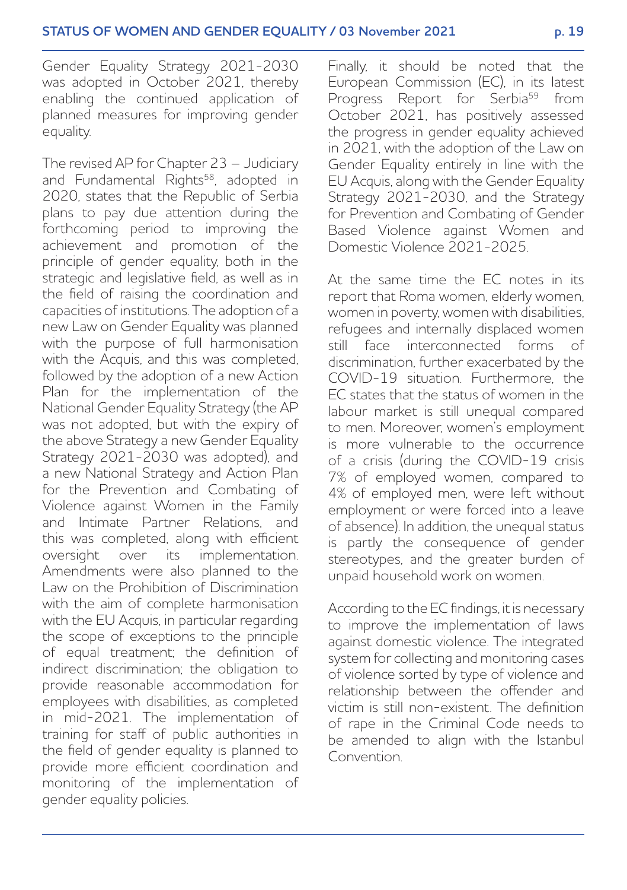Gender Equality Strategy 2021-2030 was adopted in October 2021, thereby enabling the continued application of planned measures for improving gender equality.

The revised AP for Chapter 23 – Judiciary and Fundamental Rights[58], adopted in 2020, states that the Republic of Serbia plans to pay due attention during the forthcoming period to improving the achievement and promotion of the principle of gender equality, both in the strategic and legislative field, as well as in the field of raising the coordination and capacities of institutions. The adoption of a new Law on Gender Equality was planned with the purpose of full harmonisation with the Acquis, and this was completed, followed by the adoption of a new Action Plan for the implementation of the National Gender Equality Strategy (the AP was not adopted, but with the expiry of the above Strategy a new Gender Equality Strategy 2021-2030 was adopted), and a new National Strategy and Action Plan for the Prevention and Combating of Violence against Women in the Family and Intimate Partner Relations, and this was completed, along with efficient oversight over its implementation. Amendments were also planned to the Law on the Prohibition of Discrimination with the aim of complete harmonisation with the EU Acquis, in particular regarding the scope of exceptions to the principle of equal treatment; the definition of indirect discrimination; the obligation to provide reasonable accommodation for employees with disabilities, as completed in mid-2021. The implementation of training for staff of public authorities in the field of gender equality is planned to provide more efficient coordination and monitoring of the implementation of gender equality policies.

Finally, it should be noted that the European Commission (EC), in its latest Progress Report for Serbia[59] from October 2021, has positively assessed the progress in gender equality achieved in 2021, with the adoption of the Law on Gender Equality entirely in line with the EU Acquis, along with the Gender Equality Strategy 2021-2030, and the Strategy for Prevention and Combating of Gender Based Violence against Women and Domestic Violence 2021-2025.

At the same time the EC notes in its report that Roma women, elderly women, women in poverty, women with disabilities, refugees and internally displaced women still face interconnected forms of discrimination, further exacerbated by the COVID-19 situation. Furthermore, the EC states that the status of women in the labour market is still unequal compared to men. Moreover, women's employment is more vulnerable to the occurrence of a crisis (during the COVID-19 crisis 7% of employed women, compared to 4% of employed men, were left without employment or were forced into a leave of absence). In addition, the unequal status is partly the consequence of gender stereotypes, and the greater burden of unpaid household work on women.

According to the EC findings, it is necessary to improve the implementation of laws against domestic violence. The integrated system for collecting and monitoring cases of violence sorted by type of violence and relationship between the offender and victim is still non-existent. The definition of rape in the Criminal Code needs to be amended to align with the Istanbul Convention.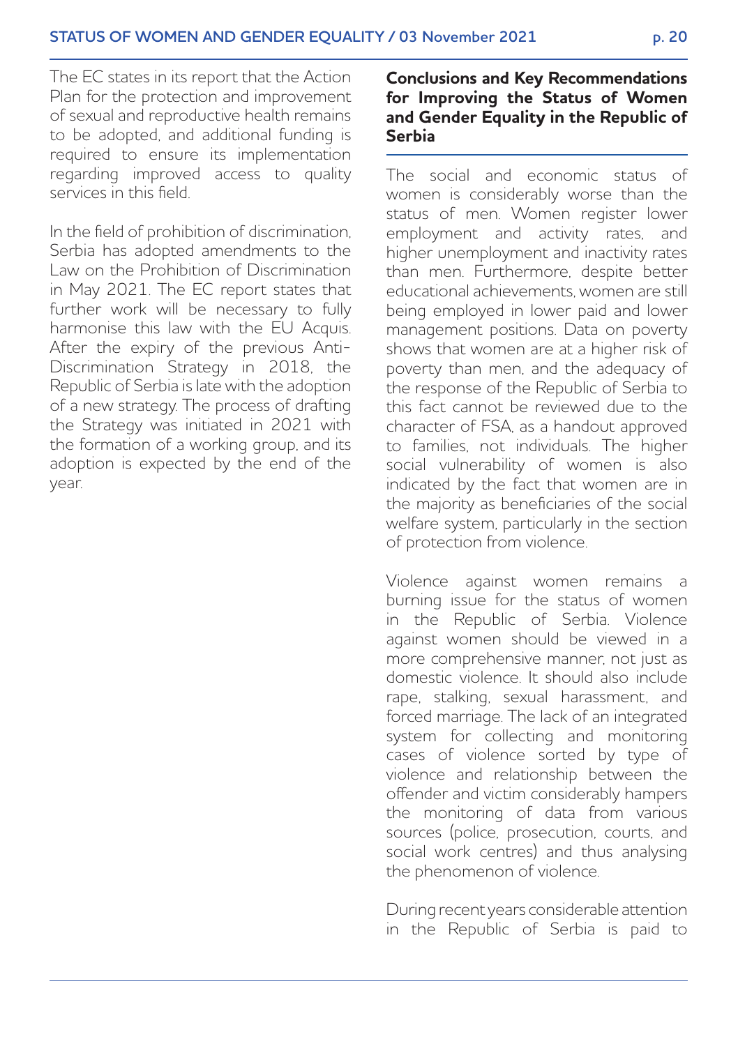The EC states in its report that the Action Plan for the protection and improvement of sexual and reproductive health remains to be adopted, and additional funding is required to ensure its implementation regarding improved access to quality services in this field.

In the field of prohibition of discrimination, Serbia has adopted amendments to the Law on the Prohibition of Discrimination in May 2021. The EC report states that further work will be necessary to fully harmonise this law with the EU Acquis. After the expiry of the previous Anti-Discrimination Strategy in 2018, the Republic of Serbia is late with the adoption of a new strategy. The process of drafting the Strategy was initiated in 2021 with the formation of a working group, and its adoption is expected by the end of the year.

## Conclusions and Key Recommendations for Improving the Status of Women and Gender Equality in the Republic of Serbia

The social and economic status of women is considerably worse than the status of men. Women register lower employment and activity rates, and higher unemployment and inactivity rates than men. Furthermore, despite better educational achievements, women are still being employed in lower paid and lower management positions. Data on poverty shows that women are at a higher risk of poverty than men, and the adequacy of the response of the Republic of Serbia to this fact cannot be reviewed due to the character of FSA, as a handout approved to families, not individuals. The higher social vulnerability of women is also indicated by the fact that women are in the majority as beneficiaries of the social welfare system, particularly in the section of protection from violence.

Violence against women remains a burning issue for the status of women in the Republic of Serbia. Violence against women should be viewed in a more comprehensive manner, not just as domestic violence. It should also include rape, stalking, sexual harassment, and forced marriage. The lack of an integrated system for collecting and monitoring cases of violence sorted by type of violence and relationship between the offender and victim considerably hampers the monitoring of data from various sources (police, prosecution, courts, and social work centres) and thus analysing the phenomenon of violence.

During recent years considerable attention in the Republic of Serbia is paid to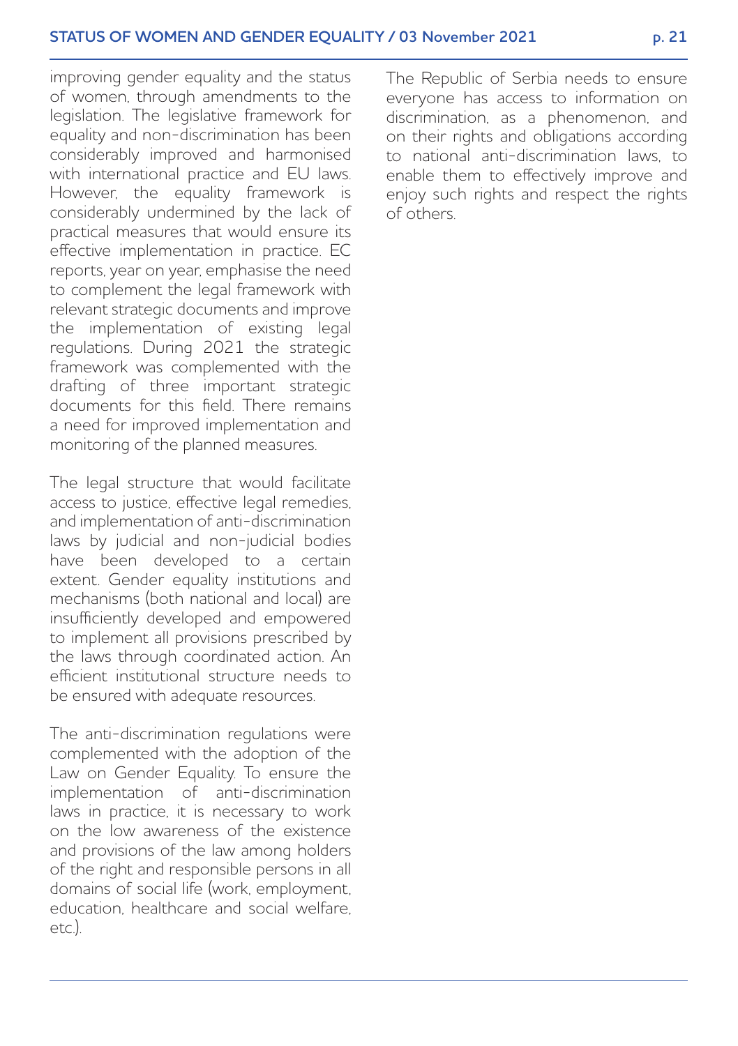improving gender equality and the status of women, through amendments to the legislation. The legislative framework for equality and non-discrimination has been considerably improved and harmonised with international practice and EU laws. However, the equality framework is considerably undermined by the lack of practical measures that would ensure its effective implementation in practice. EC reports, year on year, emphasise the need to complement the legal framework with relevant strategic documents and improve the implementation of existing legal regulations. During 2021 the strategic framework was complemented with the drafting of three important strategic documents for this field. There remains a need for improved implementation and monitoring of the planned measures.

The legal structure that would facilitate access to justice, effective legal remedies, and implementation of anti-discrimination laws by judicial and non-judicial bodies have been developed to a certain extent. Gender equality institutions and mechanisms (both national and local) are insufficiently developed and empowered to implement all provisions prescribed by the laws through coordinated action. An efficient institutional structure needs to be ensured with adequate resources.

The anti-discrimination regulations were complemented with the adoption of the Law on Gender Equality. To ensure the implementation of anti-discrimination laws in practice, it is necessary to work on the low awareness of the existence and provisions of the law among holders of the right and responsible persons in all domains of social life (work, employment, education, healthcare and social welfare, etc.).

The Republic of Serbia needs to ensure everyone has access to information on discrimination, as a phenomenon, and on their rights and obligations according to national anti-discrimination laws, to enable them to effectively improve and enjoy such rights and respect the rights of others.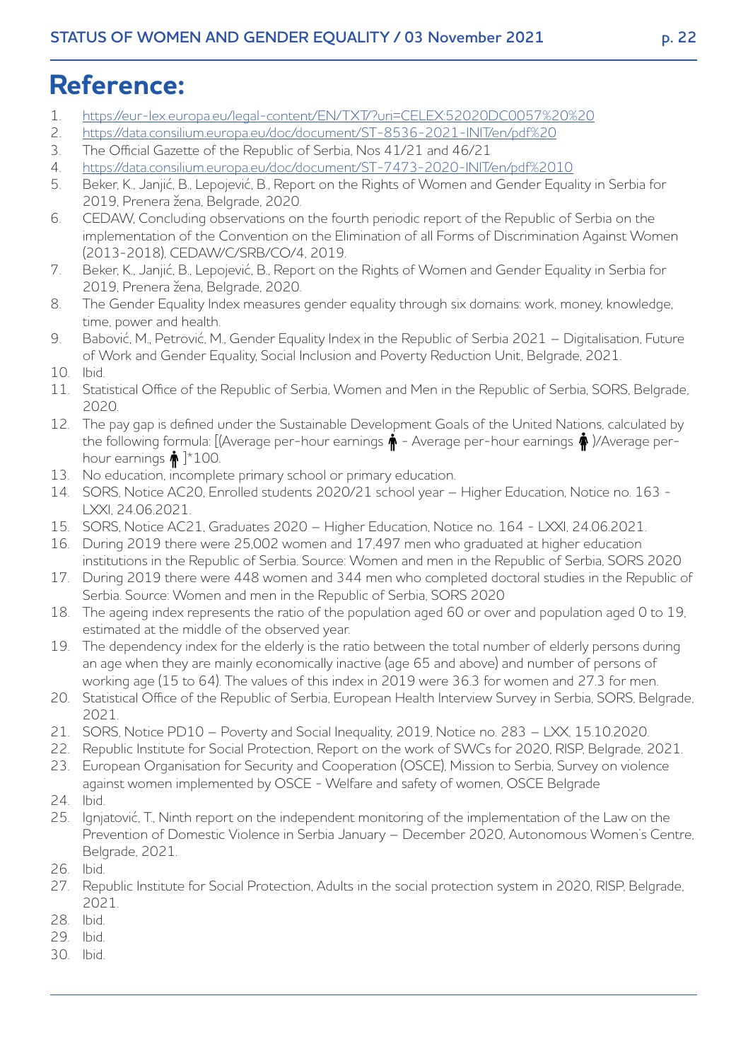# Reference:

1. https://eur-lex.europa.eu/legal-content/EN/TXT/?uri=CELEX:52020DC0057%20%20
2. https://data.consilium.europa.eu/doc/document/ST-8536-2021-INIT/en/pdf%20
3. The Official Gazette of the Republic of Serbia, Nos 41/21 and 46/21
4. https://data.consilium.europa.eu/doc/document/ST-7473-2020-INIT/en/pdf%2010
5. Beker, K., Janjić, B., Lepojević, B., Report on the Rights of Women and Gender Equality in Serbia for 2019, Prenera žena, Belgrade, 2020.
6. CEDAW, Concluding observations on the fourth periodic report of the Republic of Serbia on the implementation of the Convention on the Elimination of all Forms of Discrimination Against Women (2013-2018), CEDAW/C/SRB/CO/4, 2019.
7. Beker, K., Janjić, B., Lepojević, B., Report on the Rights of Women and Gender Equality in Serbia for 2019, Prenera žena, Belgrade, 2020.
8. The Gender Equality Index measures gender equality through six domains: work, money, knowledge, time, power and health.
9. Babović, M., Petrović, M., Gender Equality Index in the Republic of Serbia 2021 – Digitalisation, Future of Work and Gender Equality, Social Inclusion and Poverty Reduction Unit, Belgrade, 2021.
10. Ibid.
11. Statistical Office of the Republic of Serbia, Women and Men in the Republic of Serbia, SORS, Belgrade, 2020.
12. The pay gap is defined under the Sustainable Development Goals of the United Nations, calculated by the following formula: [(Average per-hour earnings ♂ - Average per-hour earnings ♀)/Average per-hour earnings ♂]*100.
13. No education, incomplete primary school or primary education.
14. SORS, Notice AC20, Enrolled students 2020/21 school year – Higher Education, Notice no. 163 - LXXI, 24.06.2021.
15. SORS, Notice AC21, Graduates 2020 – Higher Education, Notice no. 164 - LXXI, 24.06.2021.
16. During 2019 there were 25,002 women and 17,497 men who graduated at higher education institutions in the Republic of Serbia. Source: Women and men in the Republic of Serbia, SORS 2020
17. During 2019 there were 448 women and 344 men who completed doctoral studies in the Republic of Serbia. Source: Women and men in the Republic of Serbia, SORS 2020
18. The ageing index represents the ratio of the population aged 60 or over and population aged 0 to 19, estimated at the middle of the observed year.
19. The dependency index for the elderly is the ratio between the total number of elderly persons during an age when they are mainly economically inactive (age 65 and above) and number of persons of working age (15 to 64). The values of this index in 2019 were 36.3 for women and 27.3 for men.
20. Statistical Office of the Republic of Serbia, European Health Interview Survey in Serbia, SORS, Belgrade, 2021.
21. SORS, Notice PD10 – Poverty and Social Inequality, 2019, Notice no. 283 – LXX, 15.10.2020.
22. Republic Institute for Social Protection, Report on the work of SWCs for 2020, RISP, Belgrade, 2021.
23. European Organisation for Security and Cooperation (OSCE), Mission to Serbia, Survey on violence against women implemented by OSCE - Welfare and safety of women, OSCE Belgrade
24. Ibid.
25. Ignjatović, T., Ninth report on the independent monitoring of the implementation of the Law on the Prevention of Domestic Violence in Serbia January – December 2020, Autonomous Women's Centre, Belgrade, 2021.
26. Ibid.
27. Republic Institute for Social Protection, Adults in the social protection system in 2020, RISP, Belgrade, 2021.
28. Ibid.
29. Ibid.
30. Ibid.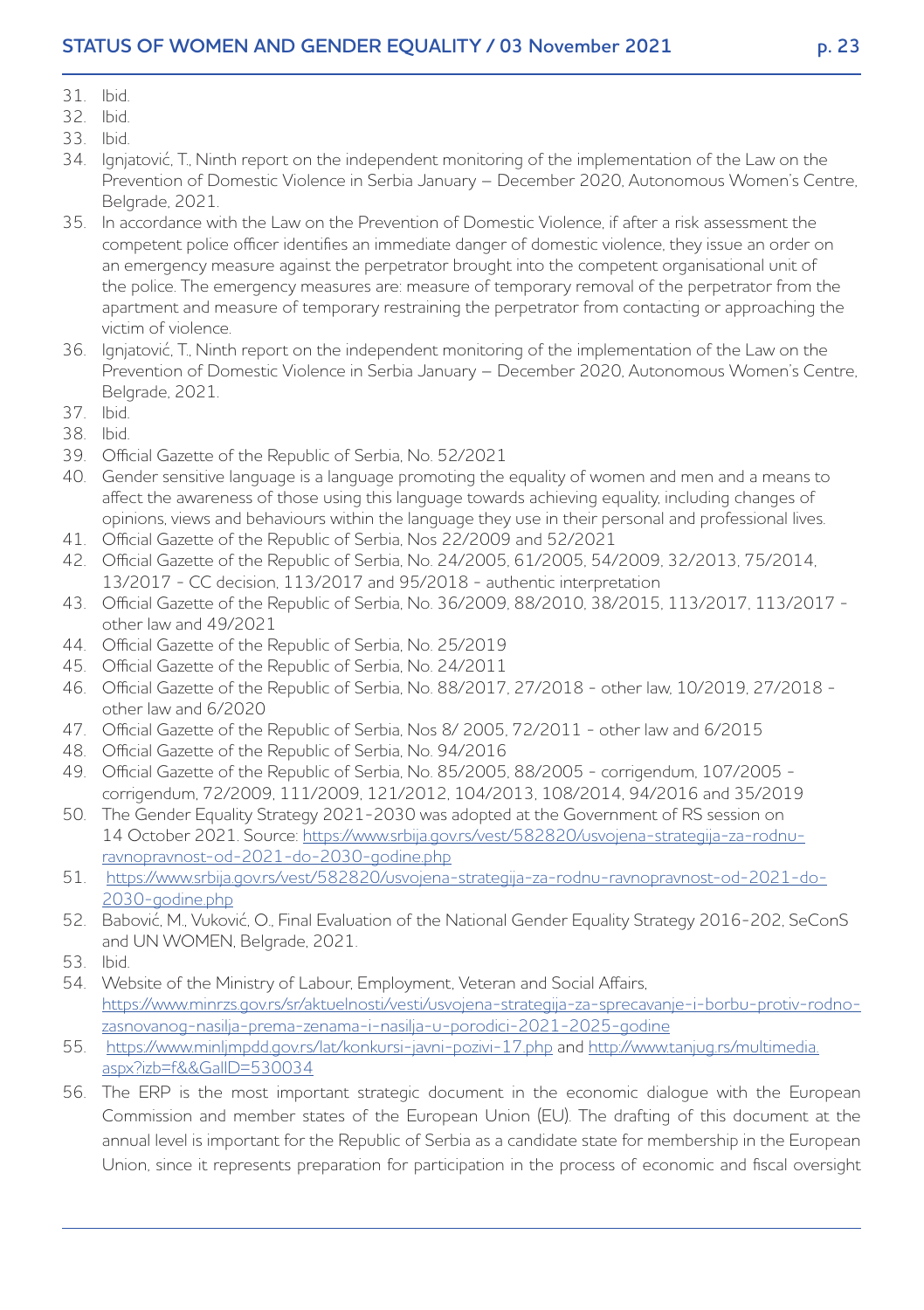31. Ibid.
32. Ibid.
33. Ibid.
34. Ignjatović, T., Ninth report on the independent monitoring of the implementation of the Law on the Prevention of Domestic Violence in Serbia January – December 2020, Autonomous Women's Centre, Belgrade, 2021.
35. In accordance with the Law on the Prevention of Domestic Violence, if after a risk assessment the competent police officer identifies an immediate danger of domestic violence, they issue an order on an emergency measure against the perpetrator brought into the competent organisational unit of the police. The emergency measures are: measure of temporary removal of the perpetrator from the apartment and measure of temporary restraining the perpetrator from contacting or approaching the victim of violence.
36. Ignjatović, T., Ninth report on the independent monitoring of the implementation of the Law on the Prevention of Domestic Violence in Serbia January – December 2020, Autonomous Women's Centre, Belgrade, 2021.
37. Ibid.
38. Ibid.
39. Official Gazette of the Republic of Serbia, No. 52/2021
40. Gender sensitive language is a language promoting the equality of women and men and a means to affect the awareness of those using this language towards achieving equality, including changes of opinions, views and behaviours within the language they use in their personal and professional lives.
41. Official Gazette of the Republic of Serbia, Nos 22/2009 and 52/2021
42. Official Gazette of the Republic of Serbia, No. 24/2005, 61/2005, 54/2009, 32/2013, 75/2014, 13/2017 - CC decision, 113/2017 and 95/2018 - authentic interpretation
43. Official Gazette of the Republic of Serbia, No. 36/2009, 88/2010, 38/2015, 113/2017, 113/2017 - other law and 49/2021
44. Official Gazette of the Republic of Serbia, No. 25/2019
45. Official Gazette of the Republic of Serbia, No. 24/2011
46. Official Gazette of the Republic of Serbia, No. 88/2017, 27/2018 - other law, 10/2019, 27/2018 - other law and 6/2020
47. Official Gazette of the Republic of Serbia, Nos 8/ 2005, 72/2011 - other law and 6/2015
48. Official Gazette of the Republic of Serbia, No. 94/2016
49. Official Gazette of the Republic of Serbia, No. 85/2005, 88/2005 - corrigendum, 107/2005 - corrigendum, 72/2009, 111/2009, 121/2012, 104/2013, 108/2014, 94/2016 and 35/2019
50. The Gender Equality Strategy 2021-2030 was adopted at the Government of RS session on 14 October 2021. Source: https://www.srbija.gov.rs/vest/582820/usvojena-strategija-za-rodnu-ravnopravnost-od-2021-do-2030-godine.php
51. https://www.srbija.gov.rs/vest/582820/usvojena-strategija-za-rodnu-ravnopravnost-od-2021-do-2030-godine.php
52. Babović, M., Vuković, O., Final Evaluation of the National Gender Equality Strategy 2016-202, SeConS and UN WOMEN, Belgrade, 2021.
53. Ibid.
54. Website of the Ministry of Labour, Employment, Veteran and Social Affairs, https://www.minrzs.gov.rs/sr/aktuelnosti/vesti/usvojena-strategija-za-sprecavanje-i-borbu-protiv-rodno-zasnovanog-nasilja-prema-zenama-i-nasilja-u-porodici-2021-2025-godine
55. https://www.minljmpdd.gov.rs/lat/konkursi-javni-pozivi-17.php and http://www.tanjug.rs/multimedia.aspx?izb=f&&GallD=530034
56. The ERP is the most important strategic document in the economic dialogue with the European Commission and member states of the European Union (EU). The drafting of this document at the annual level is important for the Republic of Serbia as a candidate state for membership in the European Union, since it represents preparation for participation in the process of economic and fiscal oversight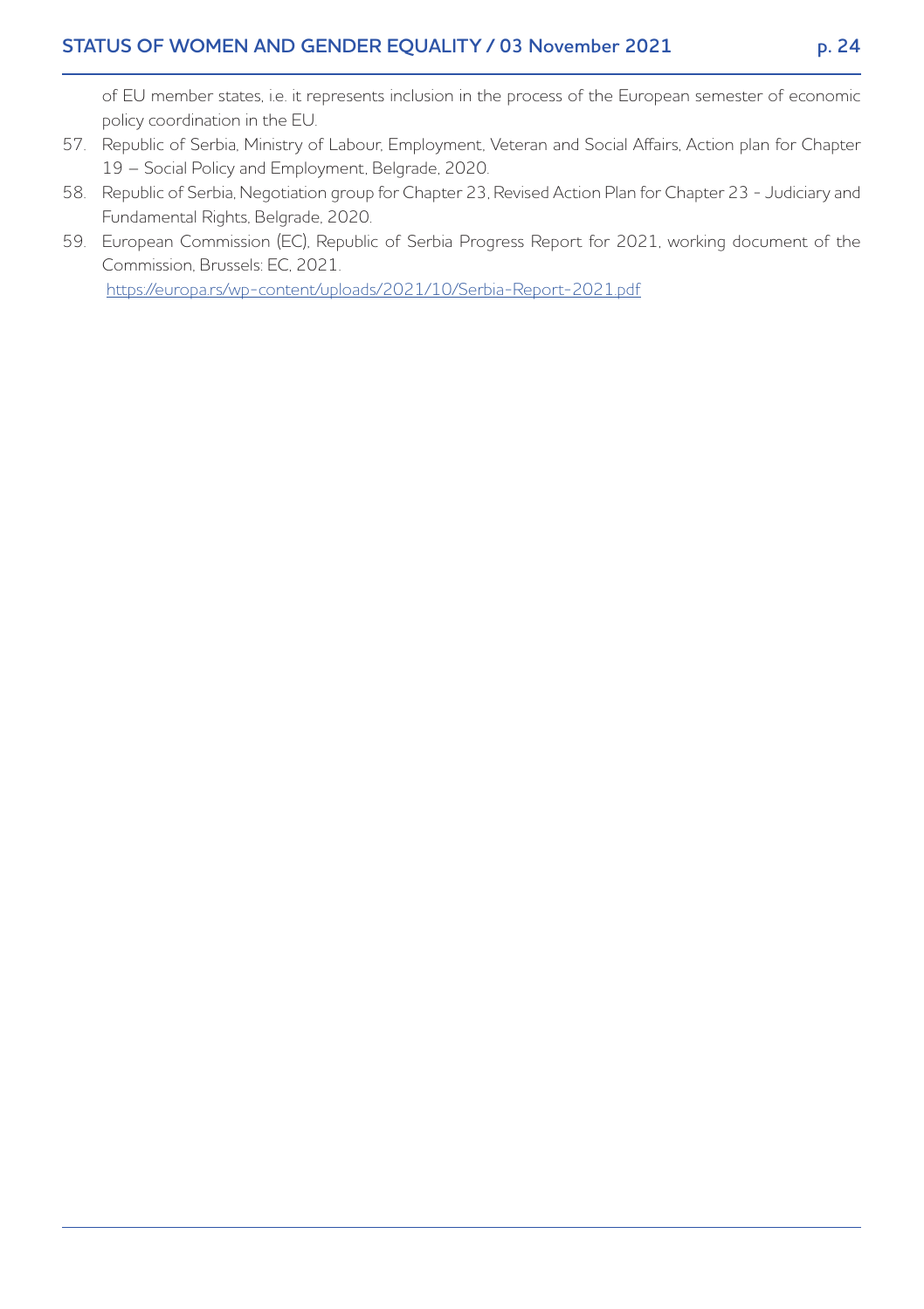of EU member states, i.e. it represents inclusion in the process of the European semester of economic policy coordination in the EU.

57. Republic of Serbia, Ministry of Labour, Employment, Veteran and Social Affairs, Action plan for Chapter 19 – Social Policy and Employment, Belgrade, 2020.
58. Republic of Serbia, Negotiation group for Chapter 23, Revised Action Plan for Chapter 23 - Judiciary and Fundamental Rights, Belgrade, 2020.
59. European Commission (EC), Republic of Serbia Progress Report for 2021, working document of the Commission, Brussels: EC, 2021.
    https://europa.rs/wp-content/uploads/2021/10/Serbia-Report-2021.pdf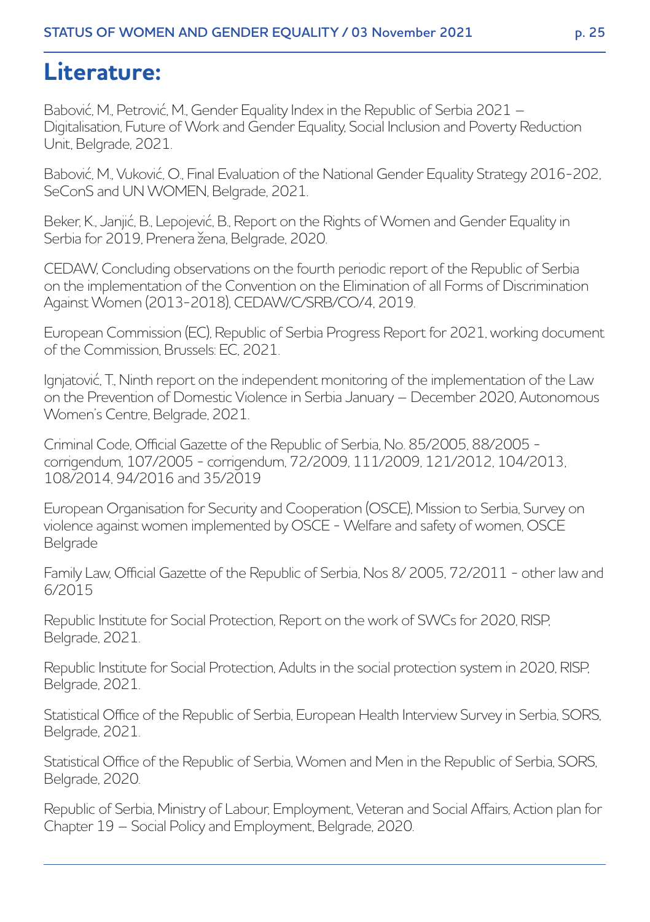# Literature:

Babović, M., Petrović, M., Gender Equality Index in the Republic of Serbia 2021 – Digitalisation, Future of Work and Gender Equality, Social Inclusion and Poverty Reduction Unit, Belgrade, 2021.

Babović, M., Vuković, O., Final Evaluation of the National Gender Equality Strategy 2016-202, SeConS and UN WOMEN, Belgrade, 2021.

Beker, K., Janjić, B., Lepojević, B., Report on the Rights of Women and Gender Equality in Serbia for 2019, Prenera žena, Belgrade, 2020.

CEDAW, Concluding observations on the fourth periodic report of the Republic of Serbia on the implementation of the Convention on the Elimination of all Forms of Discrimination Against Women (2013-2018), CEDAW/C/SRB/CO/4, 2019.

European Commission (EC), Republic of Serbia Progress Report for 2021, working document of the Commission, Brussels: EC, 2021.

Ignjatović, T., Ninth report on the independent monitoring of the implementation of the Law on the Prevention of Domestic Violence in Serbia January – December 2020, Autonomous Women's Centre, Belgrade, 2021.

Criminal Code, Official Gazette of the Republic of Serbia, No. 85/2005, 88/2005 - corrigendum, 107/2005 - corrigendum, 72/2009, 111/2009, 121/2012, 104/2013, 108/2014, 94/2016 and 35/2019

European Organisation for Security and Cooperation (OSCE), Mission to Serbia, Survey on violence against women implemented by OSCE - Welfare and safety of women, OSCE Belgrade

Family Law, Official Gazette of the Republic of Serbia, Nos 8/ 2005, 72/2011 - other law and 6/2015

Republic Institute for Social Protection, Report on the work of SWCs for 2020, RISP, Belgrade, 2021.

Republic Institute for Social Protection, Adults in the social protection system in 2020, RISP, Belgrade, 2021.

Statistical Office of the Republic of Serbia, European Health Interview Survey in Serbia, SORS, Belgrade, 2021.

Statistical Office of the Republic of Serbia, Women and Men in the Republic of Serbia, SORS, Belgrade, 2020.

Republic of Serbia, Ministry of Labour, Employment, Veteran and Social Affairs, Action plan for Chapter 19 – Social Policy and Employment, Belgrade, 2020.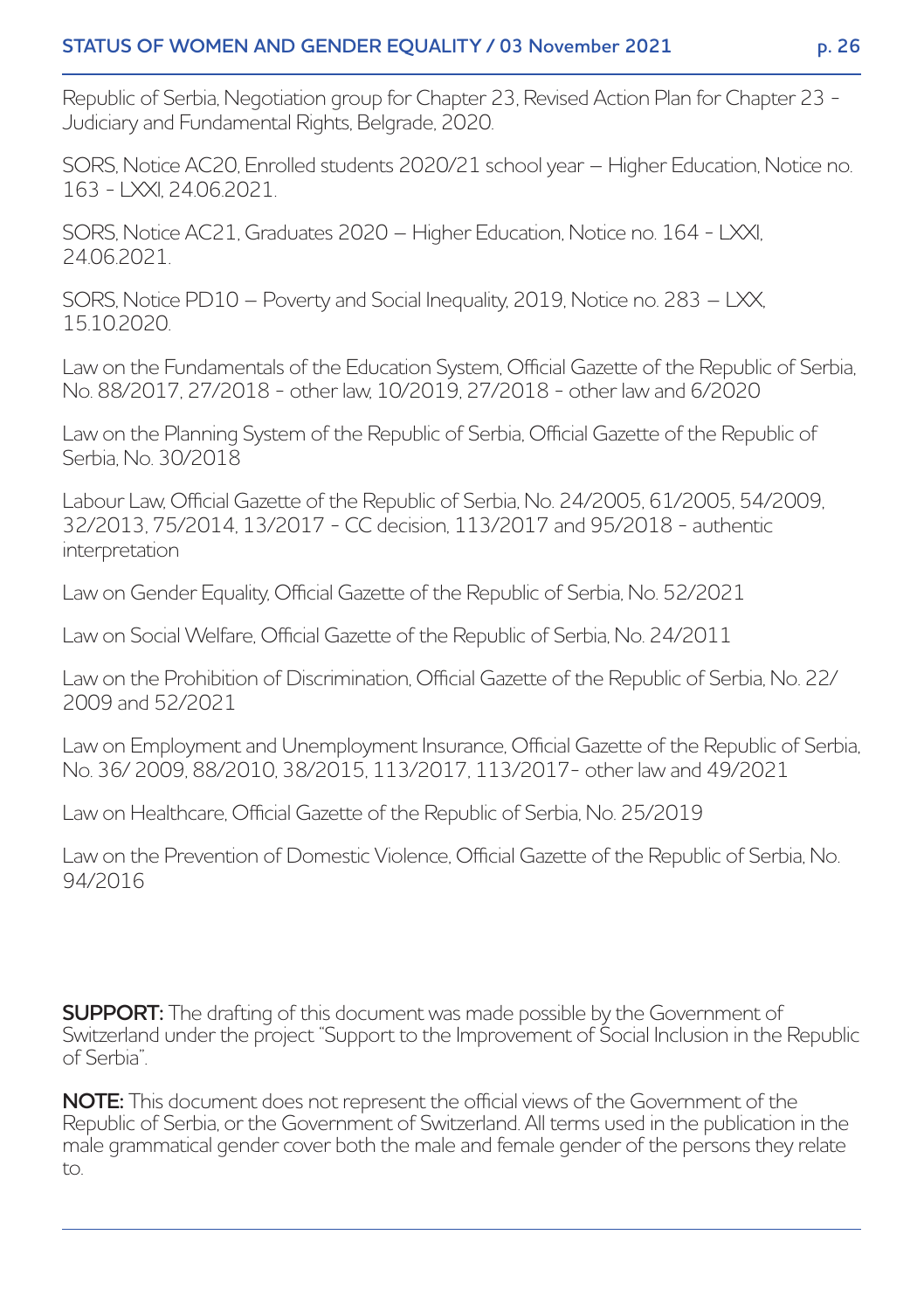Republic of Serbia, Negotiation group for Chapter 23, Revised Action Plan for Chapter 23 - Judiciary and Fundamental Rights, Belgrade, 2020.

SORS, Notice AC20, Enrolled students 2020/21 school year – Higher Education, Notice no. 163 - LXXI, 24.06.2021.

SORS, Notice AC21, Graduates 2020 – Higher Education, Notice no. 164 - LXXI, 24.06.2021.

SORS, Notice PD10 – Poverty and Social Inequality, 2019, Notice no. 283 – LXX, 15.10.2020.

Law on the Fundamentals of the Education System, Official Gazette of the Republic of Serbia, No. 88/2017, 27/2018 - other law, 10/2019, 27/2018 - other law and 6/2020

Law on the Planning System of the Republic of Serbia, Official Gazette of the Republic of Serbia, No. 30/2018

Labour Law, Official Gazette of the Republic of Serbia, No. 24/2005, 61/2005, 54/2009, 32/2013, 75/2014, 13/2017 - CC decision, 113/2017 and 95/2018 - authentic interpretation

Law on Gender Equality, Official Gazette of the Republic of Serbia, No. 52/2021

Law on Social Welfare, Official Gazette of the Republic of Serbia, No. 24/2011

Law on the Prohibition of Discrimination, Official Gazette of the Republic of Serbia, No. 22/ 2009 and 52/2021

Law on Employment and Unemployment Insurance, Official Gazette of the Republic of Serbia, No. 36/ 2009, 88/2010, 38/2015, 113/2017, 113/2017- other law and 49/2021

Law on Healthcare, Official Gazette of the Republic of Serbia, No. 25/2019

Law on the Prevention of Domestic Violence, Official Gazette of the Republic of Serbia, No. 94/2016

**SUPPORT:** The drafting of this document was made possible by the Government of Switzerland under the project "Support to the Improvement of Social Inclusion in the Republic of Serbia".

**NOTE:** This document does not represent the official views of the Government of the Republic of Serbia, or the Government of Switzerland. All terms used in the publication in the male grammatical gender cover both the male and female gender of the persons they relate to.